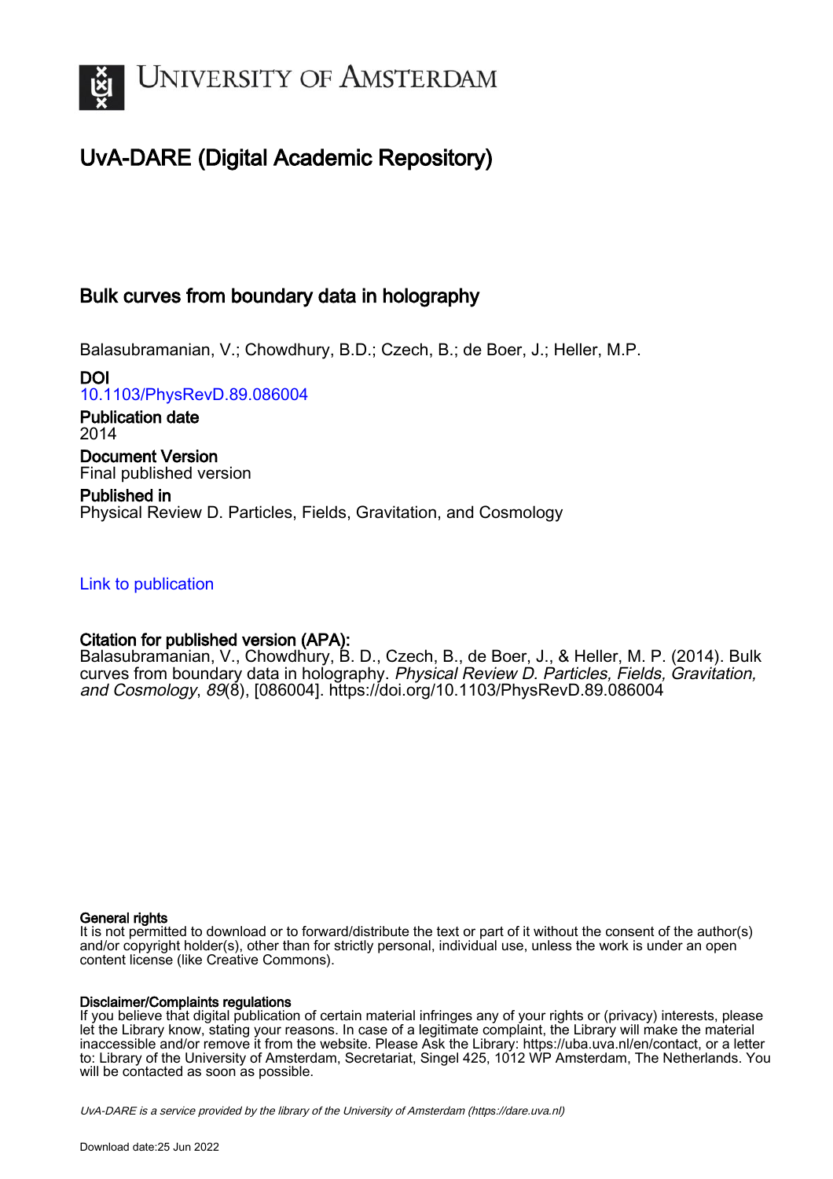# UvA-DARE (Digital Academic Repository)

## Bulk curves from boundary data in holography

Balasubramanian, V.; Chowdhury, B.D.; Czech, B.; de Boer, J.; Heller, M.P.

**DOI**
10.1103/PhysRevD.89.086004

**Publication date**
2014

**Document Version**
Final published version

**Published in**
Physical Review D. Particles, Fields, Gravitation, and Cosmology

Link to publication

**Citation for published version (APA):**
Balasubramanian, V., Chowdhury, B. D., Czech, B., de Boer, J., & Heller, M. P. (2014). Bulk curves from boundary data in holography. *Physical Review D. Particles, Fields, Gravitation, and Cosmology*, *89*(8), [086004]. https://doi.org/10.1103/PhysRevD.89.086004

**General rights**
It is not permitted to download or to forward/distribute the text or part of it without the consent of the author(s) and/or copyright holder(s), other than for strictly personal, individual use, unless the work is under an open content license (like Creative Commons).

**Disclaimer/Complaints regulations**
If you believe that digital publication of certain material infringes any of your rights or (privacy) interests, please let the Library know, stating your reasons. In case of a legitimate complaint, the Library will make the material inaccessible and/or remove it from the website. Please Ask the Library: https://uba.uva.nl/en/contact, or a letter to: Library of the University of Amsterdam, Secretariat, Singel 425, 1012 WP Amsterdam, The Netherlands. You will be contacted as soon as possible.

*UvA-DARE is a service provided by the library of the University of Amsterdam (https://dare.uva.nl)*

Download date:25 Jun 2022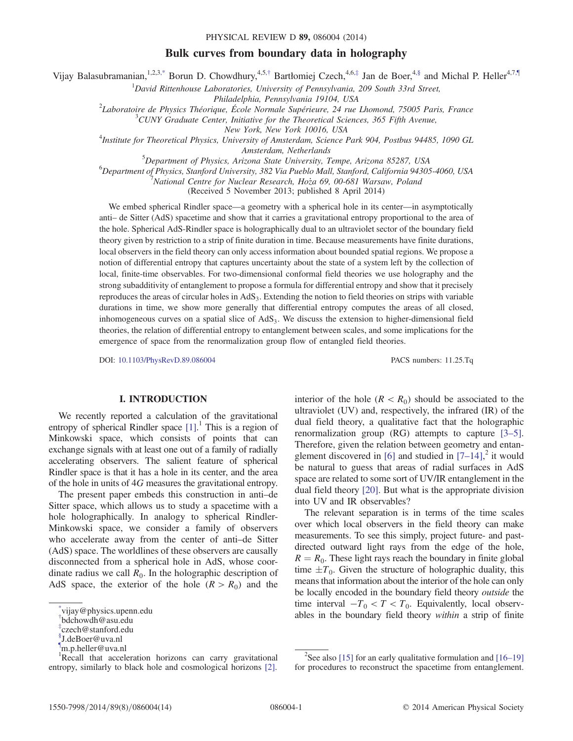# Bulk curves from boundary data in holography

Vijay Balasubramanian,[1,2,3,*] Borun D. Chowdhury,[4,5,†] Bartłomiej Czech,[4,6,‡] Jan de Boer,[4,§] and Michal P. Heller[4,7,¶]

[1]*David Rittenhouse Laboratories, University of Pennsylvania, 209 South 33rd Street, Philadelphia, Pennsylvania 19104, USA*

[2]*Laboratoire de Physics Théorique, École Normale Supérieure, 24 rue Lhomond, 75005 Paris, France*

[3]*CUNY Graduate Center, Initiative for the Theoretical Sciences, 365 Fifth Avenue, New York, New York 10016, USA*

[4]*Institute for Theoretical Physics, University of Amsterdam, Science Park 904, Postbus 94485, 1090 GL Amsterdam, Netherlands*

[5]*Department of Physics, Arizona State University, Tempe, Arizona 85287, USA*

[6]*Department of Physics, Stanford University, 382 Via Pueblo Mall, Stanford, California 94305-4060, USA*

[7]*National Centre for Nuclear Research, Hoża 69, 00-681 Warsaw, Poland*

(Received 5 November 2013; published 8 April 2014)

We embed spherical Rindler space—a geometry with a spherical hole in its center—in asymptotically anti– de Sitter (AdS) spacetime and show that it carries a gravitational entropy proportional to the area of the hole. Spherical AdS-Rindler space is holographically dual to an ultraviolet sector of the boundary field theory given by restriction to a strip of finite duration in time. Because measurements have finite durations, local observers in the field theory can only access information about bounded spatial regions. We propose a notion of differential entropy that captures uncertainty about the state of a system left by the collection of local, finite-time observables. For two-dimensional conformal field theories we use holography and the strong subadditivity of entanglement to propose a formula for differential entropy and show that it precisely reproduces the areas of circular holes in $AdS_3$. Extending the notion to field theories on strips with variable durations in time, we show more generally that differential entropy computes the areas of all closed, inhomogeneous curves on a spatial slice of $AdS_3$. We discuss the extension to higher-dimensional field theories, the relation of differential entropy to entanglement between scales, and some implications for the emergence of space from the renormalization group flow of entangled field theories.

DOI: 10.1103/PhysRevD.89.086004 PACS numbers: 11.25.Tq

## I. INTRODUCTION

We recently reported a calculation of the gravitational entropy of spherical Rindler space [1].[1] This is a region of Minkowski space, which consists of points that can exchange signals with at least one out of a family of radially accelerating observers. The salient feature of spherical Rindler space is that it has a hole in its center, and the area of the hole in units of $4G$ measures the gravitational entropy.

The present paper embeds this construction in anti–de Sitter space, which allows us to study a spacetime with a hole holographically. In analogy to spherical Rindler-Minkowski space, we consider a family of observers who accelerate away from the center of anti–de Sitter (AdS) space. The worldlines of these observers are causally disconnected from a spherical hole in AdS, whose coordinate radius we call $R_0$. In the holographic description of AdS space, the exterior of the hole ($R > R_0$) and the interior of the hole ($R < R_0$) should be associated to the ultraviolet (UV) and, respectively, the infrared (IR) of the dual field theory, a qualitative fact that the holographic renormalization group (RG) attempts to capture [3–5]. Therefore, given the relation between geometry and entanglement discovered in [6] and studied in [7–14],[2] it would be natural to guess that areas of radial surfaces in AdS space are related to some sort of UV/IR entanglement in the dual field theory [20]. But what is the appropriate division into UV and IR observables?

The relevant separation is in terms of the time scales over which local observers in the field theory can make measurements. To see this simply, project future- and past-directed outward light rays from the edge of the hole, $R = R_0$. These light rays reach the boundary in finite global time $\pm T_0$. Given the structure of holographic duality, this means that information about the interior of the hole can only be locally encoded in the boundary field theory *outside* the time interval $-T_0 < T < T_0$. Equivalently, local observables in the boundary field theory *within* a strip of finite

---

*vijay@physics.upenn.edu

†bdchowdh@asu.edu

‡czech@stanford.edu

§J.deBoer@uva.nl

¶m.p.heller@uva.nl

[1]Recall that acceleration horizons can carry gravitational entropy, similarly to black hole and cosmological horizons [2].

[2]See also [15] for an early qualitative formulation and [16–19] for procedures to reconstruct the spacetime from entanglement.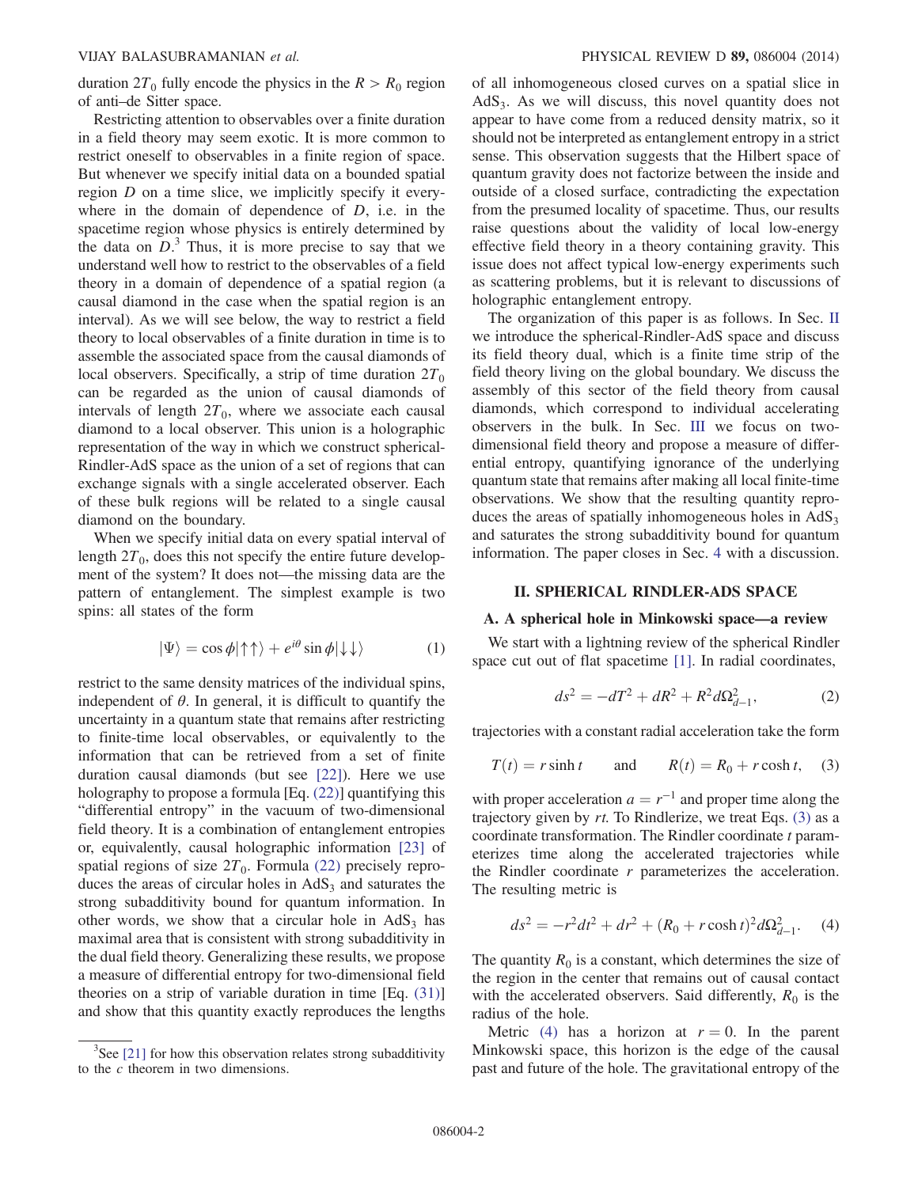duration $2T_0$ fully encode the physics in the $R > R_0$ region of anti–de Sitter space.

Restricting attention to observables over a finite duration in a field theory may seem exotic. It is more common to restrict oneself to observables in a finite region of space. But whenever we specify initial data on a bounded spatial region $D$ on a time slice, we implicitly specify it everywhere in the domain of dependence of $D$, i.e. in the spacetime region whose physics is entirely determined by the data on $D$.[3] Thus, it is more precise to say that we understand well how to restrict to the observables of a field theory in a domain of dependence of a spatial region (a causal diamond in the case when the spatial region is an interval). As we will see below, the way to restrict a field theory to local observables of a finite duration in time is to assemble the associated space from the causal diamonds of local observers. Specifically, a strip of time duration $2T_0$ can be regarded as the union of causal diamonds of intervals of length $2T_0$, where we associate each causal diamond to a local observer. This union is a holographic representation of the way in which we construct spherical-Rindler-AdS space as the union of a set of regions that can exchange signals with a single accelerated observer. Each of these bulk regions will be related to a single causal diamond on the boundary.

When we specify initial data on every spatial interval of length $2T_0$, does this not specify the entire future development of the system? It does not—the missing data are the pattern of entanglement. The simplest example is two spins: all states of the form

$$|\Psi\rangle = \cos\phi|\uparrow\uparrow\rangle + e^{i\theta}\sin\phi|\downarrow\downarrow\rangle \tag{1}$$

restrict to the same density matrices of the individual spins, independent of $\theta$. In general, it is difficult to quantify the uncertainty in a quantum state that remains after restricting to finite-time local observables, or equivalently to the information that can be retrieved from a set of finite duration causal diamonds (but see [22]). Here we use holography to propose a formula [Eq. (22)] quantifying this "differential entropy" in the vacuum of two-dimensional field theory. It is a combination of entanglement entropies or, equivalently, causal holographic information [23] of spatial regions of size $2T_0$. Formula (22) precisely reproduces the areas of circular holes in $AdS_3$ and saturates the strong subadditivity bound for quantum information. In other words, we show that a circular hole in $AdS_3$ has maximal area that is consistent with strong subadditivity in the dual field theory. Generalizing these results, we propose a measure of differential entropy for two-dimensional field theories on a strip of variable duration in time [Eq. (31)] and show that this quantity exactly reproduces the lengths of all inhomogeneous closed curves on a spatial slice in $AdS_3$. As we will discuss, this novel quantity does not appear to have come from a reduced density matrix, so it should not be interpreted as entanglement entropy in a strict sense. This observation suggests that the Hilbert space of quantum gravity does not factorize between the inside and outside of a closed surface, contradicting the expectation from the presumed locality of spacetime. Thus, our results raise questions about the validity of local low-energy effective field theory in a theory containing gravity. This issue does not affect typical low-energy experiments such as scattering problems, but it is relevant to discussions of holographic entanglement entropy.

The organization of this paper is as follows. In Sec. II we introduce the spherical-Rindler-AdS space and discuss its field theory dual, which is a finite time strip of the field theory living on the global boundary. We discuss the assembly of this sector of the field theory from causal diamonds, which correspond to individual accelerating observers in the bulk. In Sec. III we focus on two-dimensional field theory and propose a measure of differential entropy, quantifying ignorance of the underlying quantum state that remains after making all local finite-time observations. We show that the resulting quantity reproduces the areas of spatially inhomogeneous holes in $AdS_3$ and saturates the strong subadditivity bound for quantum information. The paper closes in Sec. 4 with a discussion.

## II. SPHERICAL RINDLER-ADS SPACE

### A. A spherical hole in Minkowski space—a review

We start with a lightning review of the spherical Rindler space cut out of flat spacetime [1]. In radial coordinates,

$$ds^2 = -dT^2 + dR^2 + R^2 d\Omega_{d-1}^2, \tag{2}$$

trajectories with a constant radial acceleration take the form

$$T(t) = r\sinh t \qquad \text{and} \qquad R(t) = R_0 + r\cosh t, \tag{3}$$

with proper acceleration $a = r^{-1}$ and proper time along the trajectory given by $rt$. To Rindlerize, we treat Eqs. (3) as a coordinate transformation. The Rindler coordinate $t$ parameterizes time along the accelerated trajectories while the Rindler coordinate $r$ parameterizes the acceleration. The resulting metric is

$$ds^2 = -r^2 dt^2 + dr^2 + (R_0 + r\cosh t)^2 d\Omega_{d-1}^2. \tag{4}$$

The quantity $R_0$ is a constant, which determines the size of the region in the center that remains out of causal contact with the accelerated observers. Said differently, $R_0$ is the radius of the hole.

Metric (4) has a horizon at $r = 0$. In the parent Minkowski space, this horizon is the edge of the causal past and future of the hole. The gravitational entropy of the

[3] See [21] for how this observation relates strong subadditivity to the $c$ theorem in two dimensions.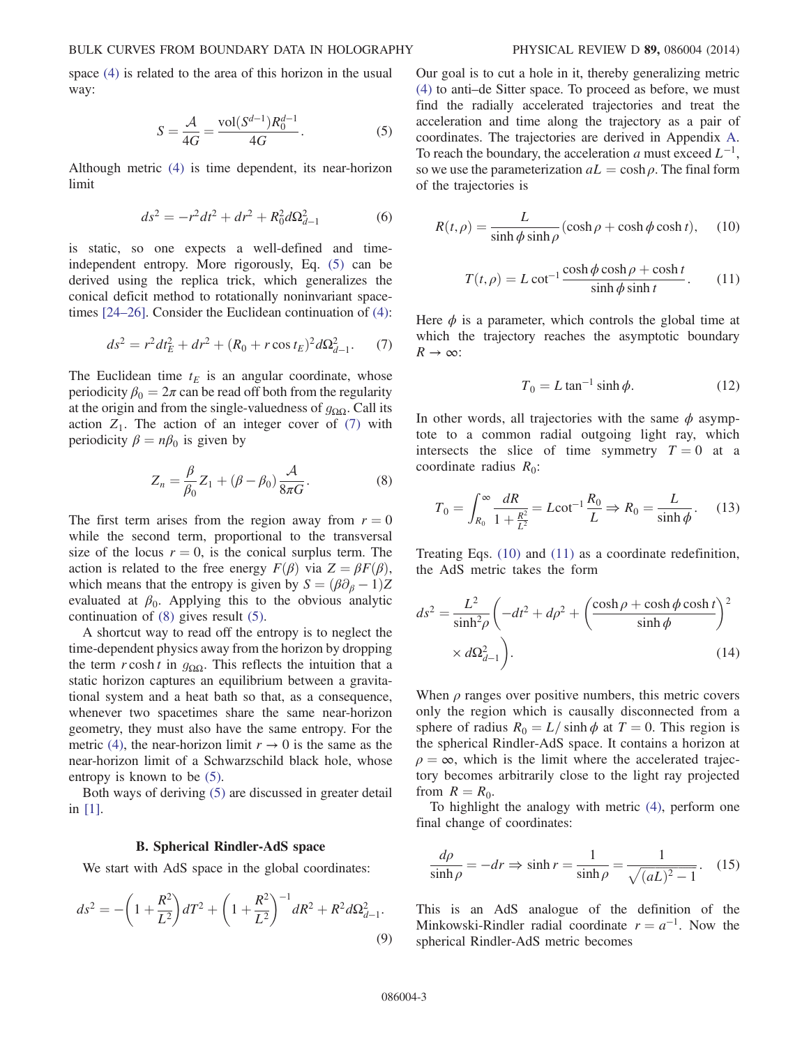space (4) is related to the area of this horizon in the usual way:

$$S = \frac{\mathcal{A}}{4G} = \frac{\mathrm{vol}(S^{d-1}) R_0^{d-1}}{4G}. \tag{5}$$

Although metric (4) is time dependent, its near-horizon limit

$$ds^2 = -r^2 dt^2 + dr^2 + R_0^2 d\Omega_{d-1}^2 \tag{6}$$

is static, so one expects a well-defined and time-independent entropy. More rigorously, Eq. (5) can be derived using the replica trick, which generalizes the conical deficit method to rotationally noninvariant spacetimes [24–26]. Consider the Euclidean continuation of (4):

$$ds^2 = r^2 dt_E^2 + dr^2 + (R_0 + r\cos t_E)^2 d\Omega_{d-1}^2. \tag{7}$$

The Euclidean time $t_E$ is an angular coordinate, whose periodicity $\beta_0 = 2\pi$ can be read off both from the regularity at the origin and from the single-valuedness of $g_{\Omega\Omega}$. Call its action $Z_1$. The action of an integer cover of (7) with periodicity $\beta = n\beta_0$ is given by

$$Z_n = \frac{\beta}{\beta_0} Z_1 + (\beta - \beta_0)\frac{\mathcal{A}}{8\pi G}. \tag{8}$$

The first term arises from the region away from $r = 0$ while the second term, proportional to the transversal size of the locus $r = 0$, is the conical surplus term. The action is related to the free energy $F(\beta)$ via $Z = \beta F(\beta)$, which means that the entropy is given by $S = (\beta\partial_\beta - 1)Z$ evaluated at $\beta_0$. Applying this to the obvious analytic continuation of (8) gives result (5).

A shortcut way to read off the entropy is to neglect the time-dependent physics away from the horizon by dropping the term $r\cosh t$ in $g_{\Omega\Omega}$. This reflects the intuition that a static horizon captures an equilibrium between a gravitational system and a heat bath so that, as a consequence, whenever two spacetimes share the same near-horizon geometry, they must also have the same entropy. For the metric (4), the near-horizon limit $r \to 0$ is the same as the near-horizon limit of a Schwarzschild black hole, whose entropy is known to be (5).

Both ways of deriving (5) are discussed in greater detail in [1].

### B. Spherical Rindler-AdS space

We start with AdS space in the global coordinates:

$$ds^2 = -\left(1 + \frac{R^2}{L^2}\right)dT^2 + \left(1 + \frac{R^2}{L^2}\right)^{-1} dR^2 + R^2 d\Omega_{d-1}^2. \tag{9}$$

Our goal is to cut a hole in it, thereby generalizing metric (4) to anti–de Sitter space. To proceed as before, we must find the radially accelerated trajectories and treat the acceleration and time along the trajectory as a pair of coordinates. The trajectories are derived in Appendix A. To reach the boundary, the acceleration $a$ must exceed $L^{-1}$, so we use the parameterization $aL = \cosh\rho$. The final form of the trajectories is

$$R(t,\rho) = \frac{L}{\sinh\phi\sinh\rho}(\cosh\rho + \cosh\phi\cosh t), \tag{10}$$

$$T(t,\rho) = L\cot^{-1}\frac{\cosh\phi\cosh\rho + \cosh t}{\sinh\phi\sinh t}. \tag{11}$$

Here $\phi$ is a parameter, which controls the global time at which the trajectory reaches the asymptotic boundary $R \to \infty$:

$$T_0 = L\tan^{-1}\sinh\phi. \tag{12}$$

In other words, all trajectories with the same $\phi$ asymptote to a common radial outgoing light ray, which intersects the slice of time symmetry $T = 0$ at a coordinate radius $R_0$:

$$T_0 = \int_{R_0}^{\infty}\frac{dR}{1 + \frac{R^2}{L^2}} = L\cot^{-1}\frac{R_0}{L} \Rightarrow R_0 = \frac{L}{\sinh\phi}. \tag{13}$$

Treating Eqs. (10) and (11) as a coordinate redefinition, the AdS metric takes the form

$$ds^2 = \frac{L^2}{\sinh^2\rho}\left(-dt^2 + d\rho^2 + \left(\frac{\cosh\rho + \cosh\phi\cosh t}{\sinh\phi}\right)^2 \times d\Omega_{d-1}^2\right). \tag{14}$$

When $\rho$ ranges over positive numbers, this metric covers only the region which is causally disconnected from a sphere of radius $R_0 = L/\sinh\phi$ at $T = 0$. This region is the spherical Rindler-AdS space. It contains a horizon at $\rho = \infty$, which is the limit where the accelerated trajectory becomes arbitrarily close to the light ray projected from $R = R_0$.

To highlight the analogy with metric (4), perform one final change of coordinates:

$$\frac{d\rho}{\sinh\rho} = -dr \Rightarrow \sinh r = \frac{1}{\sinh\rho} = \frac{1}{\sqrt{(aL)^2 - 1}}. \tag{15}$$

This is an AdS analogue of the definition of the Minkowski-Rindler radial coordinate $r = a^{-1}$. Now the spherical Rindler-AdS metric becomes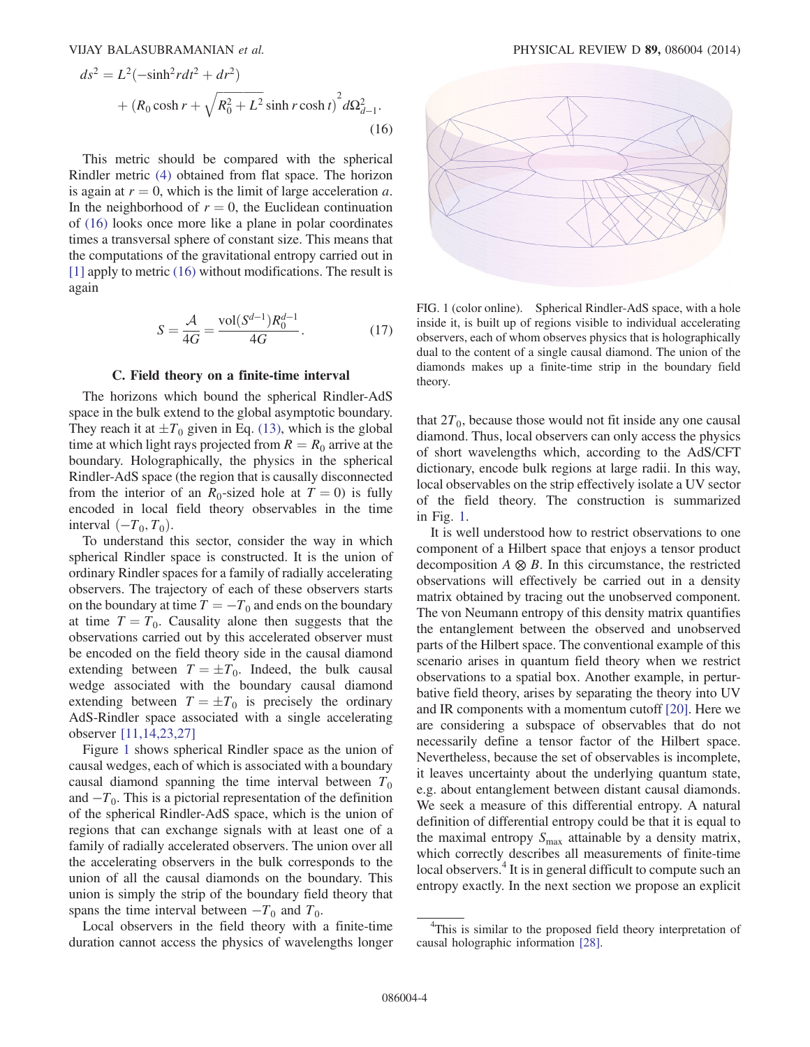$$ds^2 = L^2(-\sinh^2 r dt^2 + dr^2) + \left(R_0 \cosh r + \sqrt{R_0^2 + L^2} \sinh r \cosh t\right)^2 d\Omega_{d-1}^2. \tag{16}$$

This metric should be compared with the spherical Rindler metric (4) obtained from flat space. The horizon is again at $r = 0$, which is the limit of large acceleration $a$. In the neighborhood of $r = 0$, the Euclidean continuation of (16) looks once more like a plane in polar coordinates times a transversal sphere of constant size. This means that the computations of the gravitational entropy carried out in [1] apply to metric (16) without modifications. The result is again

$$S = \frac{\mathcal{A}}{4G} = \frac{\mathrm{vol}(S^{d-1}) R_0^{d-1}}{4G}. \tag{17}$$

### C. Field theory on a finite-time interval

The horizons which bound the spherical Rindler-AdS space in the bulk extend to the global asymptotic boundary. They reach it at $\pm T_0$ given in Eq. (13), which is the global time at which light rays projected from $R = R_0$ arrive at the boundary. Holographically, the physics in the spherical Rindler-AdS space (the region that is causally disconnected from the interior of an $R_0$-sized hole at $T = 0$) is fully encoded in local field theory observables in the time interval $(-T_0, T_0)$.

To understand this sector, consider the way in which spherical Rindler space is constructed. It is the union of ordinary Rindler spaces for a family of radially accelerating observers. The trajectory of each of these observers starts on the boundary at time $T = -T_0$ and ends on the boundary at time $T = T_0$. Causality alone then suggests that the observations carried out by this accelerated observer must be encoded on the field theory side in the causal diamond extending between $T = \pm T_0$. Indeed, the bulk causal wedge associated with the boundary causal diamond extending between $T = \pm T_0$ is precisely the ordinary AdS-Rindler space associated with a single accelerating observer [11,14,23,27]

Figure 1 shows spherical Rindler space as the union of causal wedges, each of which is associated with a boundary causal diamond spanning the time interval between $T_0$ and $-T_0$. This is a pictorial representation of the definition of the spherical Rindler-AdS space, which is the union of regions that can exchange signals with at least one of a family of radially accelerated observers. The union over all the accelerating observers in the bulk corresponds to the union of all the causal diamonds on the boundary. This union is simply the strip of the boundary field theory that spans the time interval between $-T_0$ and $T_0$.

Local observers in the field theory with a finite-time duration cannot access the physics of wavelengths longer that $2T_0$, because those would not fit inside any one causal diamond. Thus, local observers can only access the physics of short wavelengths which, according to the AdS/CFT dictionary, encode bulk regions at large radii. In this way, local observables on the strip effectively isolate a UV sector of the field theory. The construction is summarized in Fig. 1.

FIG. 1 (color online). Spherical Rindler-AdS space, with a hole inside it, is built up of regions visible to individual accelerating observers, each of whom observes physics that is holographically dual to the content of a single causal diamond. The union of the diamonds makes up a finite-time strip in the boundary field theory.

It is well understood how to restrict observations to one component of a Hilbert space that enjoys a tensor product decomposition $A \otimes B$. In this circumstance, the restricted observations will effectively be carried out in a density matrix obtained by tracing out the unobserved component. The von Neumann entropy of this density matrix quantifies the entanglement between the observed and unobserved parts of the Hilbert space. The conventional example of this scenario arises in quantum field theory when we restrict observations to a spatial box. Another example, in perturbative field theory, arises by separating the theory into UV and IR components with a momentum cutoff [20]. Here we are considering a subspace of observables that do not necessarily define a tensor factor of the Hilbert space. Nevertheless, because the set of observables is incomplete, it leaves uncertainty about the underlying quantum state, e.g. about entanglement between distant causal diamonds. We seek a measure of this differential entropy. A natural definition of differential entropy could be that it is equal to the maximal entropy $S_{\max}$ attainable by a density matrix, which correctly describes all measurements of finite-time local observers.[4] It is in general difficult to compute such an entropy exactly. In the next section we propose an explicit

[4]This is similar to the proposed field theory interpretation of causal holographic information [28].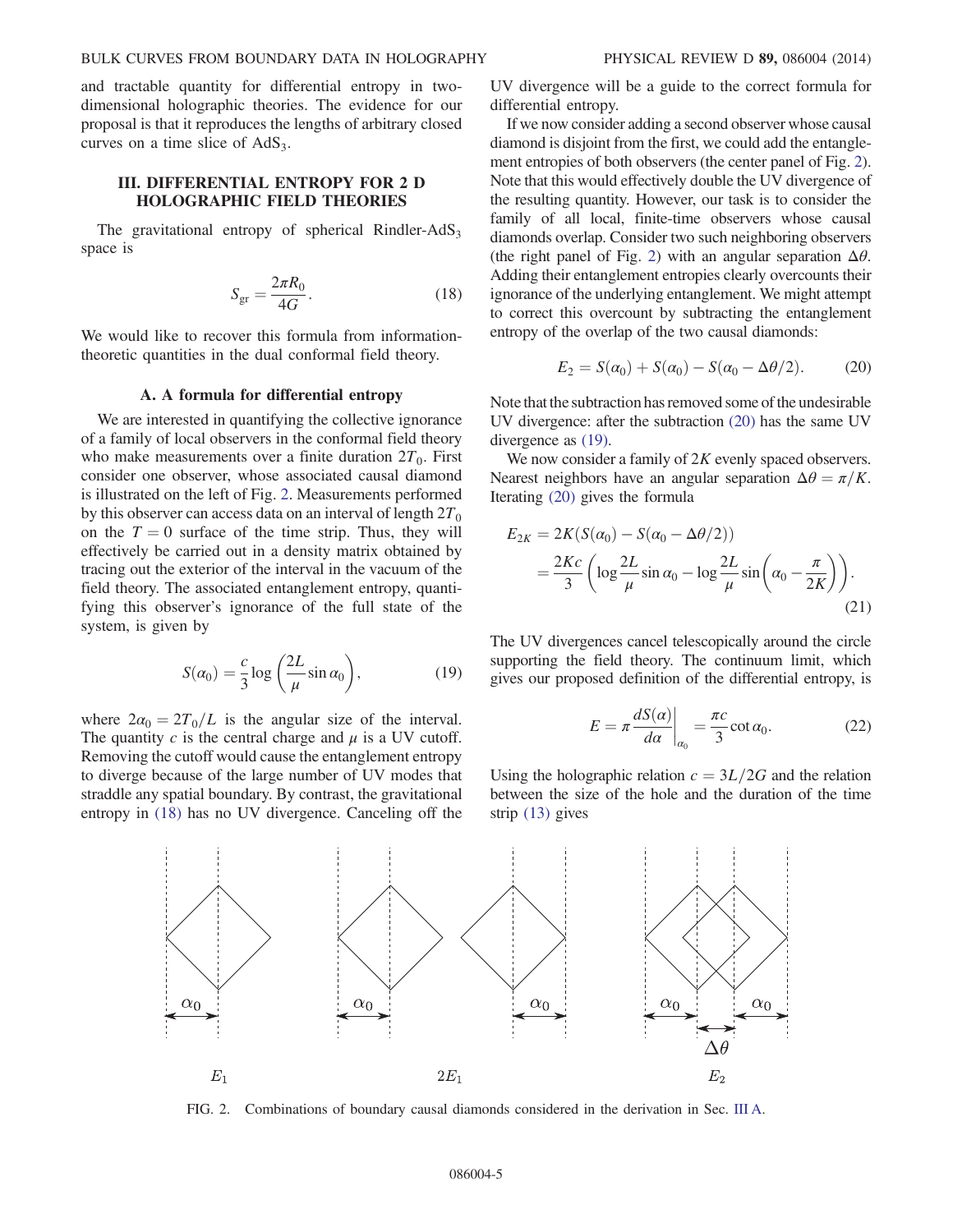and tractable quantity for differential entropy in two-dimensional holographic theories. The evidence for our proposal is that it reproduces the lengths of arbitrary closed curves on a time slice of $\mathrm{AdS}_3$.

## III. DIFFERENTIAL ENTROPY FOR 2 D HOLOGRAPHIC FIELD THEORIES

The gravitational entropy of spherical Rindler-$\mathrm{AdS}_3$ space is

$$S_{\mathrm{gr}} = \frac{2\pi R_0}{4G}. \tag{18}$$

We would like to recover this formula from information-theoretic quantities in the dual conformal field theory.

### A. A formula for differential entropy

We are interested in quantifying the collective ignorance of a family of local observers in the conformal field theory who make measurements over a finite duration $2T_0$. First consider one observer, whose associated causal diamond is illustrated on the left of Fig. 2. Measurements performed by this observer can access data on an interval of length $2T_0$ on the $T = 0$ surface of the time strip. Thus, they will effectively be carried out in a density matrix obtained by tracing out the exterior of the interval in the vacuum of the field theory. The associated entanglement entropy, quantifying this observer's ignorance of the full state of the system, is given by

$$S(\alpha_0) = \frac{c}{3} \log\left(\frac{2L}{\mu} \sin \alpha_0\right), \tag{19}$$

where $2\alpha_0 = 2T_0/L$ is the angular size of the interval. The quantity $c$ is the central charge and $\mu$ is a UV cutoff. Removing the cutoff would cause the entanglement entropy to diverge because of the large number of UV modes that straddle any spatial boundary. By contrast, the gravitational entropy in (18) has no UV divergence. Canceling off the UV divergence will be a guide to the correct formula for differential entropy.

If we now consider adding a second observer whose causal diamond is disjoint from the first, we could add the entanglement entropies of both observers (the center panel of Fig. 2). Note that this would effectively double the UV divergence of the resulting quantity. However, our task is to consider the family of all local, finite-time observers whose causal diamonds overlap. Consider two such neighboring observers (the right panel of Fig. 2) with an angular separation $\Delta\theta$. Adding their entanglement entropies clearly overcounts their ignorance of the underlying entanglement. We might attempt to correct this overcount by subtracting the entanglement entropy of the overlap of the two causal diamonds:

$$E_2 = S(\alpha_0) + S(\alpha_0) - S(\alpha_0 - \Delta\theta/2). \tag{20}$$

Note that the subtraction has removed some of the undesirable UV divergence: after the subtraction (20) has the same UV divergence as (19).

We now consider a family of $2K$ evenly spaced observers. Nearest neighbors have an angular separation $\Delta\theta = \pi/K$. Iterating (20) gives the formula

$$\begin{aligned} E_{2K} &= 2K(S(\alpha_0) - S(\alpha_0 - \Delta\theta/2)) \\ &= \frac{2Kc}{3}\left(\log \frac{2L}{\mu} \sin \alpha_0 - \log \frac{2L}{\mu} \sin\left(\alpha_0 - \frac{\pi}{2K}\right)\right). \end{aligned} \tag{21}$$

The UV divergences cancel telescopically around the circle supporting the field theory. The continuum limit, which gives our proposed definition of the differential entropy, is

$$E = \pi \frac{dS(\alpha)}{d\alpha}\bigg|_{\alpha_0} = \frac{\pi c}{3} \cot \alpha_0. \tag{22}$$

Using the holographic relation $c = 3L/2G$ and the relation between the size of the hole and the duration of the time strip (13) gives

FIG. 2. Combinations of boundary causal diamonds considered in the derivation in Sec. III A.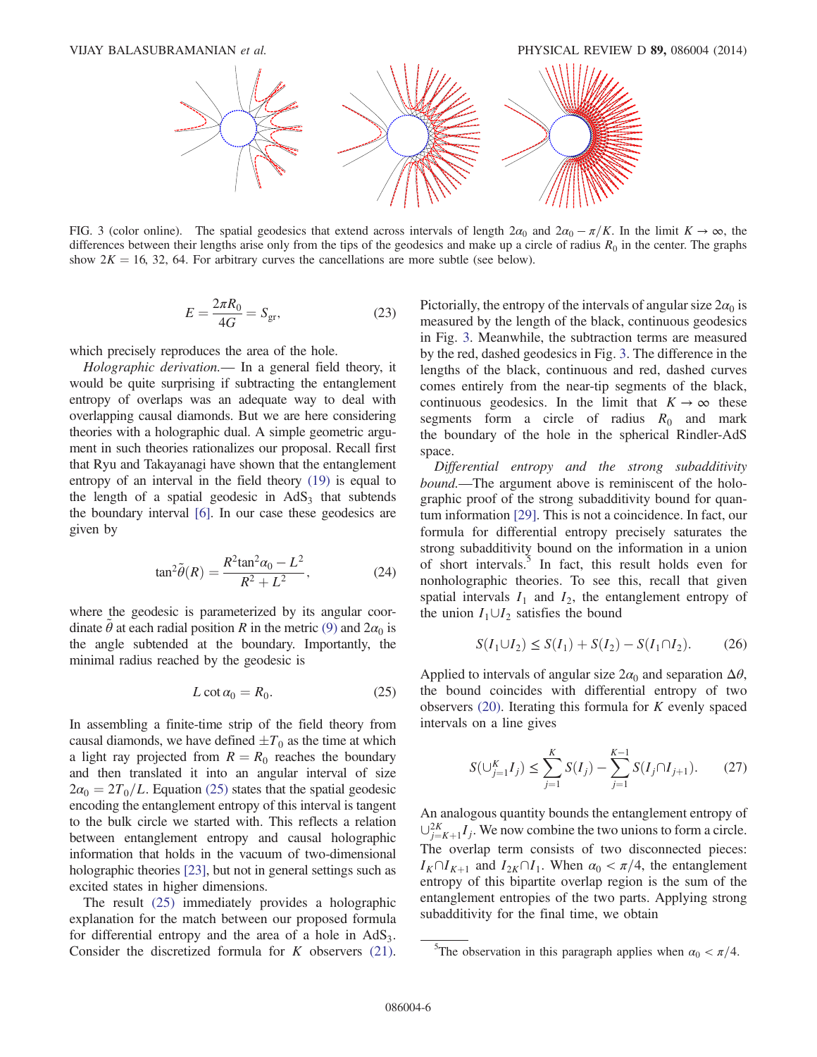FIG. 3 (color online). The spatial geodesics that extend across intervals of length $2\alpha_0$ and $2\alpha_0 - \pi/K$. In the limit $K \to \infty$, the differences between their lengths arise only from the tips of the geodesics and make up a circle of radius $R_0$ in the center. The graphs show $2K = 16, 32, 64$. For arbitrary curves the cancellations are more subtle (see below).

$$E = \frac{2\pi R_0}{4G} = S_{\text{gr}}, \tag{23}$$

which precisely reproduces the area of the hole.

*Holographic derivation.*— In a general field theory, it would be quite surprising if subtracting the entanglement entropy of overlaps was an adequate way to deal with overlapping causal diamonds. But we are here considering theories with a holographic dual. A simple geometric argument in such theories rationalizes our proposal. Recall first that Ryu and Takayanagi have shown that the entanglement entropy of an interval in the field theory (19) is equal to the length of a spatial geodesic in $AdS_3$ that subtends the boundary interval [6]. In our case these geodesics are given by

$$\tan^2\tilde{\theta}(R) = \frac{R^2\tan^2\alpha_0 - L^2}{R^2 + L^2}, \tag{24}$$

where the geodesic is parameterized by its angular coordinate $\tilde{\theta}$ at each radial position $R$ in the metric (9) and $2\alpha_0$ is the angle subtended at the boundary. Importantly, the minimal radius reached by the geodesic is

$$L \cot\alpha_0 = R_0. \tag{25}$$

In assembling a finite-time strip of the field theory from causal diamonds, we have defined $\pm T_0$ as the time at which a light ray projected from $R = R_0$ reaches the boundary and then translated it into an angular interval of size $2\alpha_0 = 2T_0/L$. Equation (25) states that the spatial geodesic encoding the entanglement entropy of this interval is tangent to the bulk circle we started with. This reflects a relation between entanglement entropy and causal holographic information that holds in the vacuum of two-dimensional holographic theories [23], but not in general settings such as excited states in higher dimensions.

The result (25) immediately provides a holographic explanation for the match between our proposed formula for differential entropy and the area of a hole in $AdS_3$. Consider the discretized formula for $K$ observers (21). Pictorially, the entropy of the intervals of angular size $2\alpha_0$ is measured by the length of the black, continuous geodesics in Fig. 3. Meanwhile, the subtraction terms are measured by the red, dashed geodesics in Fig. 3. The difference in the lengths of the black, continuous and red, dashed curves comes entirely from the near-tip segments of the black, continuous geodesics. In the limit that $K \to \infty$ these segments form a circle of radius $R_0$ and mark the boundary of the hole in the spherical Rindler-AdS space.

*Differential entropy and the strong subadditivity bound.*—The argument above is reminiscent of the holographic proof of the strong subadditivity bound for quantum information [29]. This is not a coincidence. In fact, our formula for differential entropy precisely saturates the strong subadditivity bound on the information in a union of short intervals.[5] In fact, this result holds even for nonholographic theories. To see this, recall that given spatial intervals $I_1$ and $I_2$, the entanglement entropy of the union $I_1 \cup I_2$ satisfies the bound

$$S(I_1 \cup I_2) \le S(I_1) + S(I_2) - S(I_1 \cap I_2). \tag{26}$$

Applied to intervals of angular size $2\alpha_0$ and separation $\Delta\theta$, the bound coincides with differential entropy of two observers (20). Iterating this formula for $K$ evenly spaced intervals on a line gives

$$S(\cup_{j=1}^K I_j) \le \sum_{j=1}^{K} S(I_j) - \sum_{j=1}^{K-1} S(I_j \cap I_{j+1}). \tag{27}$$

An analogous quantity bounds the entanglement entropy of $\cup_{j=K+1}^{2K} I_j$. We now combine the two unions to form a circle. The overlap term consists of two disconnected pieces: $I_K \cap I_{K+1}$ and $I_{2K} \cap I_1$. When $\alpha_0 < \pi/4$, the entanglement entropy of this bipartite overlap region is the sum of the entanglement entropies of the two parts. Applying strong subadditivity for the final time, we obtain

[5] The observation in this paragraph applies when $\alpha_0 < \pi/4$.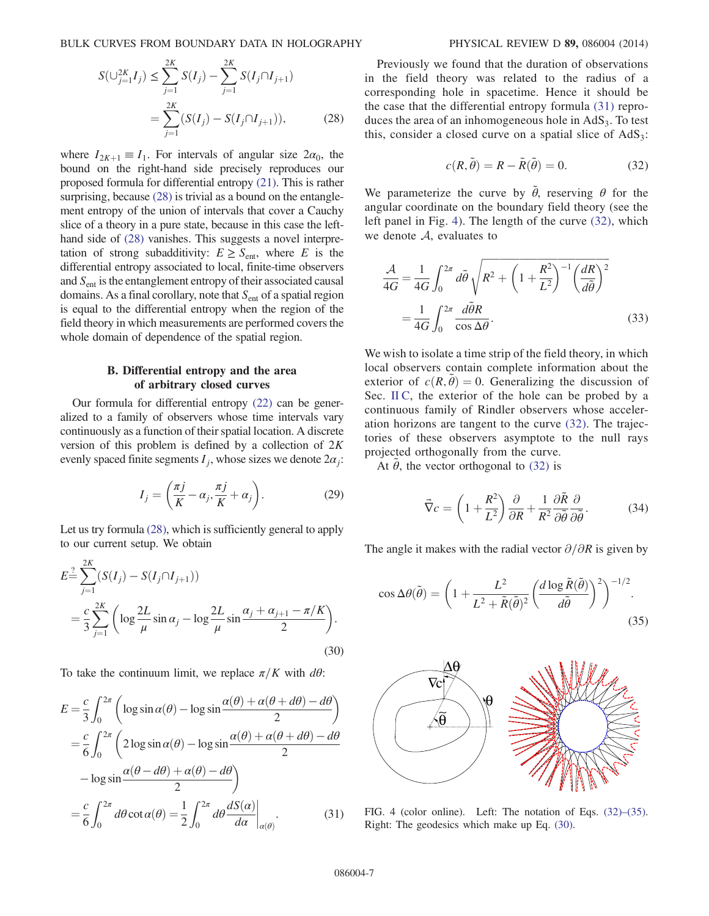$$S(\cup_{j=1}^{2K} I_j) \leq \sum_{j=1}^{2K} S(I_j) - \sum_{j=1}^{2K} S(I_j \cap I_{j+1})$$

$$= \sum_{j=1}^{2K} (S(I_j) - S(I_j \cap I_{j+1})), \tag{28}$$

where $I_{2K+1} \equiv I_1$. For intervals of angular size $2\alpha_0$, the bound on the right-hand side precisely reproduces our proposed formula for differential entropy (21). This is rather surprising, because (28) is trivial as a bound on the entanglement entropy of the union of intervals that cover a Cauchy slice of a theory in a pure state, because in this case the left-hand side of (28) vanishes. This suggests a novel interpretation of strong subadditivity: $E \geq S_{\rm ent}$, where $E$ is the differential entropy associated to local, finite-time observers and $S_{\rm ent}$ is the entanglement entropy of their associated causal domains. As a final corollary, note that $S_{\rm ent}$ of a spatial region is equal to the differential entropy when the region of the field theory in which measurements are performed covers the whole domain of dependence of the spatial region.

### B. Differential entropy and the area of arbitrary closed curves

Our formula for differential entropy (22) can be generalized to a family of observers whose time intervals vary continuously as a function of their spatial location. A discrete version of this problem is defined by a collection of $2K$ evenly spaced finite segments $I_j$, whose sizes we denote $2\alpha_j$:

$$I_j = \left(\frac{\pi j}{K} - \alpha_j, \frac{\pi j}{K} + \alpha_j\right). \tag{29}$$

Let us try formula (28), which is sufficiently general to apply to our current setup. We obtain

$$E \stackrel{?}{=} \sum_{j=1}^{2K} (S(I_j) - S(I_j \cap I_{j+1}))$$

$$= \frac{c}{3} \sum_{j=1}^{2K} \left( \log \frac{2L}{\mu} \sin \alpha_j - \log \frac{2L}{\mu} \sin \frac{\alpha_j + \alpha_{j+1} - \pi/K}{2} \right). \tag{30}$$

To take the continuum limit, we replace $\pi/K$ with $d\theta$:

$$E = \frac{c}{3} \int_0^{2\pi} \left( \log \sin \alpha(\theta) - \log \sin \frac{\alpha(\theta) + \alpha(\theta + d\theta) - d\theta}{2} \right)$$

$$= \frac{c}{6} \int_0^{2\pi} \left( 2 \log \sin \alpha(\theta) - \log \sin \frac{\alpha(\theta) + \alpha(\theta + d\theta) - d\theta}{2} \right.$$

$$\left. - \log \sin \frac{\alpha(\theta - d\theta) + \alpha(\theta) - d\theta}{2} \right)$$

$$= \frac{c}{6} \int_0^{2\pi} d\theta \cot \alpha(\theta) = \frac{1}{2} \int_0^{2\pi} d\theta \frac{dS(\alpha)}{d\alpha}\bigg|_{\alpha(\theta)}. \tag{31}$$

Previously we found that the duration of observations in the field theory was related to the radius of a corresponding hole in spacetime. Hence it should be the case that the differential entropy formula (31) reproduces the area of an inhomogeneous hole in AdS$_3$. To test this, consider a closed curve on a spatial slice of AdS$_3$:

$$c(R, \tilde{\theta}) = R - \tilde{R}(\tilde{\theta}) = 0. \tag{32}$$

We parameterize the curve by $\tilde{\theta}$, reserving $\theta$ for the angular coordinate on the boundary field theory (see the left panel in Fig. 4). The length of the curve (32), which we denote $\mathcal{A}$, evaluates to

$$\frac{\mathcal{A}}{4G} = \frac{1}{4G} \int_0^{2\pi} d\tilde{\theta} \sqrt{R^2 + \left(1 + \frac{R^2}{L^2}\right)^{-1} \left(\frac{dR}{d\tilde{\theta}}\right)^2}$$

$$= \frac{1}{4G} \int_0^{2\pi} \frac{d\tilde{\theta} R}{\cos \Delta\theta}. \tag{33}$$

We wish to isolate a time strip of the field theory, in which local observers contain complete information about the exterior of $c(R, \tilde{\theta}) = 0$. Generalizing the discussion of Sec. II C, the exterior of the hole can be probed by a continuous family of Rindler observers whose acceleration horizons are tangent to the curve (32). The trajectories of these observers asymptote to the null rays projected orthogonally from the curve.

At $\tilde{\theta}$, the vector orthogonal to (32) is

$$\vec{\nabla} c = \left(1 + \frac{R^2}{L^2}\right) \frac{\partial}{\partial R} + \frac{1}{R^2} \frac{\partial \tilde{R}}{\partial \tilde{\theta}} \frac{\partial}{\partial \tilde{\theta}}. \tag{34}$$

The angle it makes with the radial vector $\partial/\partial R$ is given by

$$\cos \Delta\theta(\tilde{\theta}) = \left(1 + \frac{L^2}{L^2 + \tilde{R}(\tilde{\theta})^2} \left(\frac{d \log \tilde{R}(\tilde{\theta})}{d\tilde{\theta}}\right)^2\right)^{-1/2}. \tag{35}$$

FIG. 4 (color online). Left: The notation of Eqs. (32)–(35). Right: The geodesics which make up Eq. (30).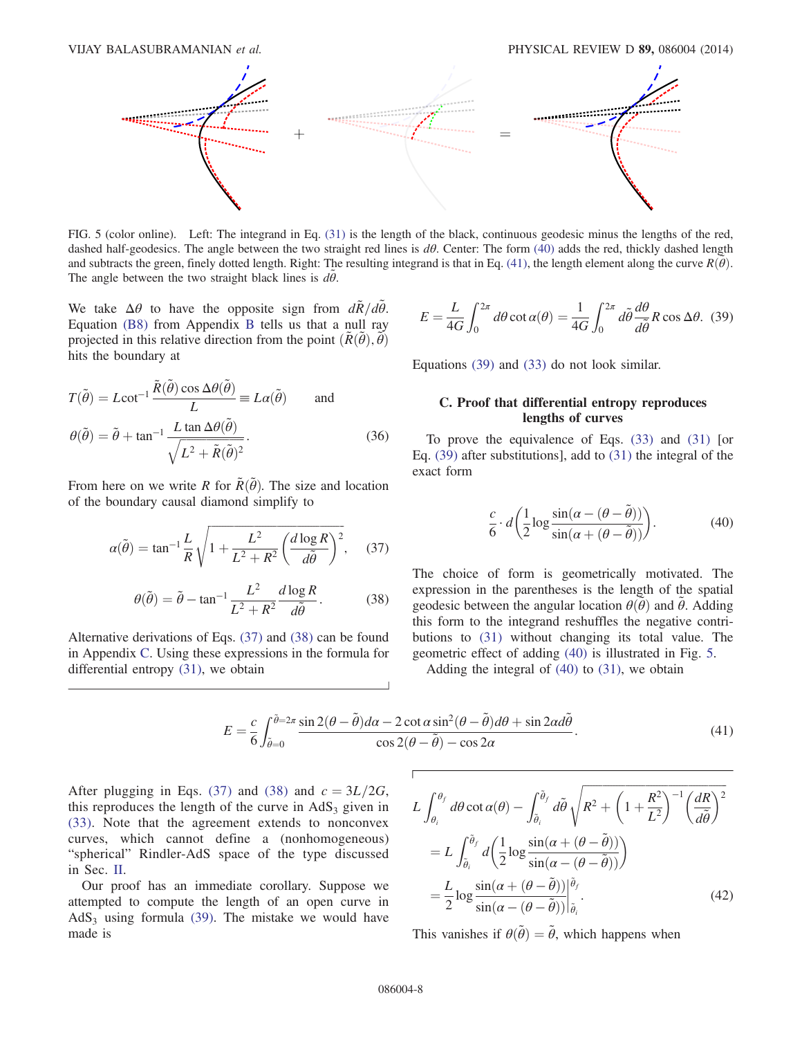FIG. 5 (color online). Left: The integrand in Eq. (31) is the length of the black, continuous geodesic minus the lengths of the red, dashed half-geodesics. The angle between the two straight red lines is $d\theta$. Center: The form (40) adds the red, thickly dashed length and subtracts the green, finely dotted length. Right: The resulting integrand is that in Eq. (41), the length element along the curve $R(\tilde{\theta})$. The angle between the two straight black lines is $d\tilde{\theta}$.

We take $\Delta\theta$ to have the opposite sign from $d\tilde{R}/d\tilde{\theta}$. Equation (B8) from Appendix B tells us that a null ray projected in this relative direction from the point $(\tilde{R}(\tilde{\theta}), \tilde{\theta})$ hits the boundary at

$$T(\tilde{\theta}) = L\cot^{-1}\frac{\tilde{R}(\tilde{\theta})\cos\Delta\theta(\tilde{\theta})}{L} \equiv L\alpha(\tilde{\theta}) \qquad \text{and}$$
$$\theta(\tilde{\theta}) = \tilde{\theta} + \tan^{-1}\frac{L\tan\Delta\theta(\tilde{\theta})}{\sqrt{L^2 + \tilde{R}(\tilde{\theta})^2}}. \tag{36}$$

From here on we write $R$ for $\tilde{R}(\tilde{\theta})$. The size and location of the boundary causal diamond simplify to

$$\alpha(\tilde{\theta}) = \tan^{-1}\frac{L}{R}\sqrt{1 + \frac{L^2}{L^2+R^2}\left(\frac{d\log R}{d\tilde{\theta}}\right)^2}, \tag{37}$$

$$\theta(\tilde{\theta}) = \tilde{\theta} - \tan^{-1}\frac{L^2}{L^2+R^2}\frac{d\log R}{d\tilde{\theta}}. \tag{38}$$

Alternative derivations of Eqs. (37) and (38) can be found in Appendix C. Using these expressions in the formula for differential entropy (31), we obtain

$$E = \frac{L}{4G}\int_0^{2\pi} d\theta \cot\alpha(\theta) = \frac{1}{4G}\int_0^{2\pi} d\tilde{\theta}\frac{d\theta}{d\tilde{\theta}}R\cos\Delta\theta. \tag{39}$$

Equations (39) and (33) do not look similar.

### C. Proof that differential entropy reproduces lengths of curves

To prove the equivalence of Eqs. (33) and (31) [or Eq. (39) after substitutions], add to (31) the integral of the exact form

$$\frac{c}{6}\cdot d\left(\frac{1}{2}\log\frac{\sin(\alpha - (\theta - \tilde{\theta}))}{\sin(\alpha + (\theta - \tilde{\theta}))}\right). \tag{40}$$

The choice of form is geometrically motivated. The expression in the parentheses is the length of the spatial geodesic between the angular location $\theta(\tilde{\theta})$ and $\tilde{\theta}$. Adding this form to the integrand reshuffles the negative contributions to (31) without changing its total value. The geometric effect of adding (40) is illustrated in Fig. 5.

Adding the integral of (40) to (31), we obtain

$$E = \frac{c}{6}\int_{\tilde{\theta}=0}^{\tilde{\theta}=2\pi}\frac{\sin 2(\theta-\tilde{\theta})d\alpha - 2\cot\alpha\sin^2(\theta-\tilde{\theta})d\theta + \sin 2\alpha d\tilde{\theta}}{\cos 2(\theta-\tilde{\theta}) - \cos 2\alpha}. \tag{41}$$

After plugging in Eqs. (37) and (38) and $c = 3L/2G$, this reproduces the length of the curve in $AdS_3$ given in (33). Note that the agreement extends to nonconvex curves, which cannot define a (nonhomogeneous) "spherical" Rindler-AdS space of the type discussed in Sec. II.

Our proof has an immediate corollary. Suppose we attempted to compute the length of an open curve in $AdS_3$ using formula (39). The mistake we would have made is

$$\begin{aligned}
&L\int_{\theta_i}^{\theta_f} d\theta\cot\alpha(\theta) - \int_{\tilde{\theta}_i}^{\tilde{\theta}_f} d\tilde{\theta}\sqrt{R^2 + \left(1+\frac{R^2}{L^2}\right)^{-1}\left(\frac{dR}{d\tilde{\theta}}\right)^2} \\
&= L\int_{\tilde{\theta}_i}^{\tilde{\theta}_f} d\left(\frac{1}{2}\log\frac{\sin(\alpha + (\theta-\tilde{\theta}))}{\sin(\alpha - (\theta-\tilde{\theta}))}\right) \\
&= \frac{L}{2}\log\frac{\sin(\alpha + (\theta-\tilde{\theta}))}{\sin(\alpha - (\theta-\tilde{\theta}))}\Bigg|_{\tilde{\theta}_i}^{\tilde{\theta}_f}.
\end{aligned} \tag{42}$$

This vanishes if $\theta(\tilde{\theta}) = \tilde{\theta}$, which happens when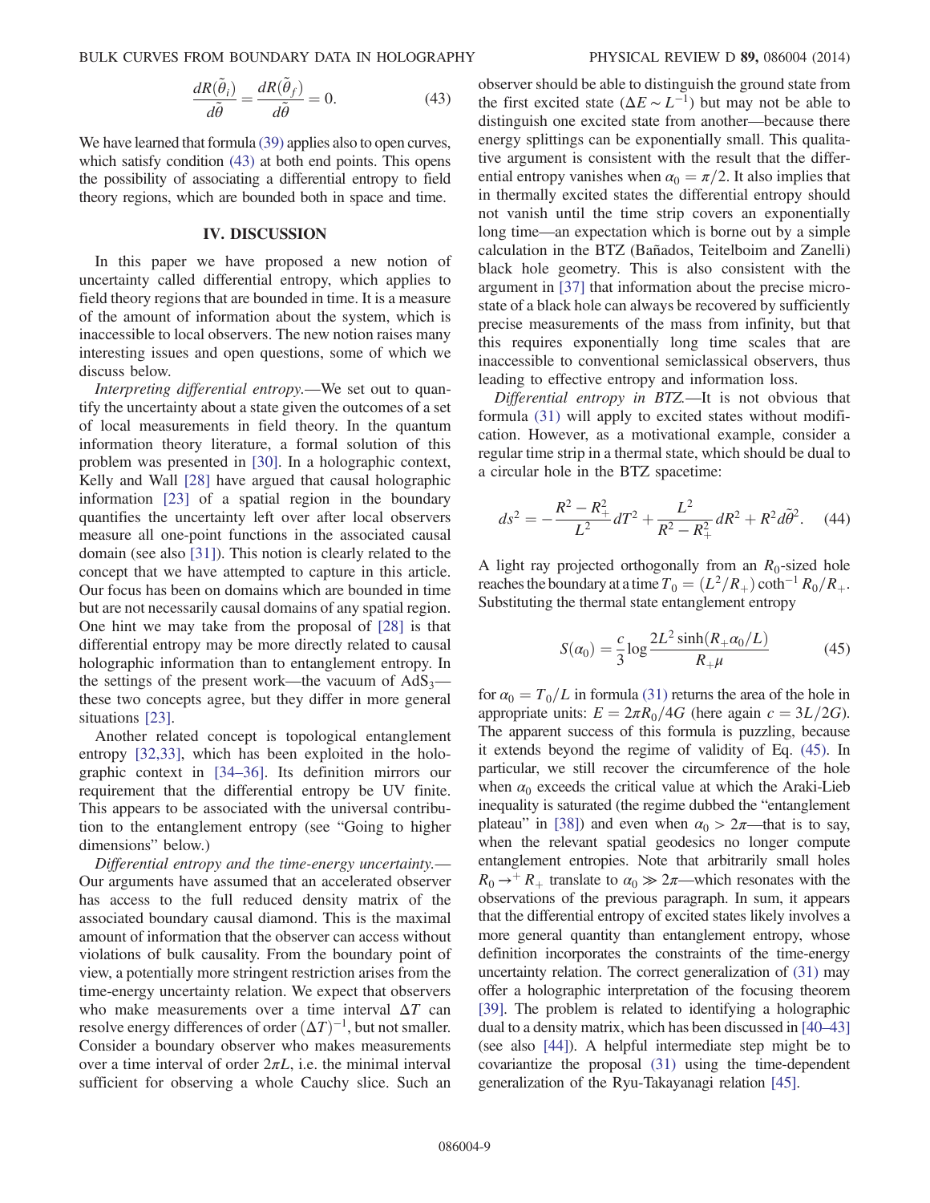$$\frac{dR(\tilde{\theta}_i)}{d\tilde{\theta}} = \frac{dR(\tilde{\theta}_f)}{d\tilde{\theta}} = 0. \tag{43}$$

We have learned that formula (39) applies also to open curves, which satisfy condition (43) at both end points. This opens the possibility of associating a differential entropy to field theory regions, which are bounded both in space and time.

## IV. DISCUSSION

In this paper we have proposed a new notion of uncertainty called differential entropy, which applies to field theory regions that are bounded in time. It is a measure of the amount of information about the system, which is inaccessible to local observers. The new notion raises many interesting issues and open questions, some of which we discuss below.

*Interpreting differential entropy.*—We set out to quantify the uncertainty about a state given the outcomes of a set of local measurements in field theory. In the quantum information theory literature, a formal solution of this problem was presented in [30]. In a holographic context, Kelly and Wall [28] have argued that causal holographic information [23] of a spatial region in the boundary quantifies the uncertainty left over after local observers measure all one-point functions in the associated causal domain (see also [31]). This notion is clearly related to the concept that we have attempted to capture in this article. Our focus has been on domains which are bounded in time but are not necessarily causal domains of any spatial region. One hint we may take from the proposal of [28] is that differential entropy may be more directly related to causal holographic information than to entanglement entropy. In the settings of the present work—the vacuum of $\mathrm{AdS}_3$—these two concepts agree, but they differ in more general situations [23].

Another related concept is topological entanglement entropy [32,33], which has been exploited in the holographic context in [34–36]. Its definition mirrors our requirement that the differential entropy be UV finite. This appears to be associated with the universal contribution to the entanglement entropy (see "Going to higher dimensions" below.)

*Differential entropy and the time-energy uncertainty.*—Our arguments have assumed that an accelerated observer has access to the full reduced density matrix of the associated boundary causal diamond. This is the maximal amount of information that the observer can access without violations of bulk causality. From the boundary point of view, a potentially more stringent restriction arises from the time-energy uncertainty relation. We expect that observers who make measurements over a time interval $\Delta T$ can resolve energy differences of order $(\Delta T)^{-1}$, but not smaller. Consider a boundary observer who makes measurements over a time interval of order $2\pi L$, i.e. the minimal interval sufficient for observing a whole Cauchy slice. Such an observer should be able to distinguish the ground state from the first excited state ($\Delta E \sim L^{-1}$) but may not be able to distinguish one excited state from another—because there energy splittings can be exponentially small. This qualitative argument is consistent with the result that the differential entropy vanishes when $\alpha_0 = \pi/2$. It also implies that in thermally excited states the differential entropy should not vanish until the time strip covers an exponentially long time—an expectation which is borne out by a simple calculation in the BTZ (Bañados, Teitelboim and Zanelli) black hole geometry. This is also consistent with the argument in [37] that information about the precise microstate of a black hole can always be recovered by sufficiently precise measurements of the mass from infinity, but that this requires exponentially long time scales that are inaccessible to conventional semiclassical observers, thus leading to effective entropy and information loss.

*Differential entropy in BTZ.*—It is not obvious that formula (31) will apply to excited states without modification. However, as a motivational example, consider a regular time strip in a thermal state, which should be dual to a circular hole in the BTZ spacetime:

$$ds^2 = -\frac{R^2 - R_+^2}{L^2} dT^2 + \frac{L^2}{R^2 - R_+^2} dR^2 + R^2 d\tilde{\theta}^2. \tag{44}$$

A light ray projected orthogonally from an $R_0$-sized hole reaches the boundary at a time $T_0 = (L^2/R_+) \coth^{-1} R_0/R_+$. Substituting the thermal state entanglement entropy

$$S(\alpha_0) = \frac{c}{3} \log \frac{2L^2 \sinh(R_+ \alpha_0 / L)}{R_+ \mu} \tag{45}$$

for $\alpha_0 = T_0/L$ in formula (31) returns the area of the hole in appropriate units: $E = 2\pi R_0/4G$ (here again $c = 3L/2G$). The apparent success of this formula is puzzling, because it extends beyond the regime of validity of Eq. (45). In particular, we still recover the circumference of the hole when $\alpha_0$ exceeds the critical value at which the Araki-Lieb inequality is saturated (the regime dubbed the "entanglement plateau" in [38]) and even when $\alpha_0 > 2\pi$—that is to say, when the relevant spatial geodesics no longer compute entanglement entropies. Note that arbitrarily small holes $R_0 \to^+ R_+$ translate to $\alpha_0 \gg 2\pi$—which resonates with the observations of the previous paragraph. In sum, it appears that the differential entropy of excited states likely involves a more general quantity than entanglement entropy, whose definition incorporates the constraints of the time-energy uncertainty relation. The correct generalization of (31) may offer a holographic interpretation of the focusing theorem [39]. The problem is related to identifying a holographic dual to a density matrix, which has been discussed in [40–43] (see also [44]). A helpful intermediate step might be to covariantize the proposal (31) using the time-dependent generalization of the Ryu-Takayanagi relation [45].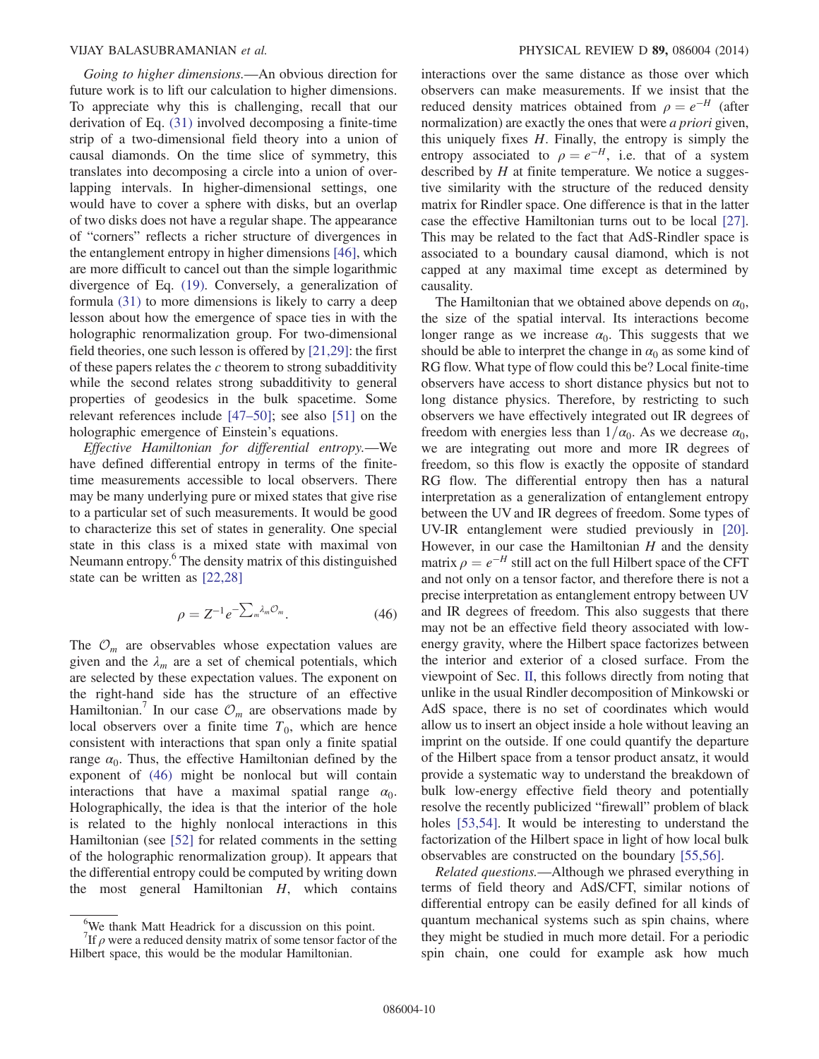*Going to higher dimensions.*—An obvious direction for future work is to lift our calculation to higher dimensions. To appreciate why this is challenging, recall that our derivation of Eq. (31) involved decomposing a finite-time strip of a two-dimensional field theory into a union of causal diamonds. On the time slice of symmetry, this translates into decomposing a circle into a union of overlapping intervals. In higher-dimensional settings, one would have to cover a sphere with disks, but an overlap of two disks does not have a regular shape. The appearance of "corners" reflects a richer structure of divergences in the entanglement entropy in higher dimensions [46], which are more difficult to cancel out than the simple logarithmic divergence of Eq. (19). Conversely, a generalization of formula (31) to more dimensions is likely to carry a deep lesson about how the emergence of space ties in with the holographic renormalization group. For two-dimensional field theories, one such lesson is offered by [21,29]: the first of these papers relates the $c$ theorem to strong subadditivity while the second relates strong subadditivity to general properties of geodesics in the bulk spacetime. Some relevant references include [47–50]; see also [51] on the holographic emergence of Einstein's equations.

*Effective Hamiltonian for differential entropy.*—We have defined differential entropy in terms of the finite-time measurements accessible to local observers. There may be many underlying pure or mixed states that give rise to a particular set of such measurements. It would be good to characterize this set of states in generality. One special state in this class is a mixed state with maximal von Neumann entropy.[6] The density matrix of this distinguished state can be written as [22,28]

$$\rho = Z^{-1} e^{-\sum_m \lambda_m \mathcal{O}_m}. \tag{46}$$

The $\mathcal{O}_m$ are observables whose expectation values are given and the $\lambda_m$ are a set of chemical potentials, which are selected by these expectation values. The exponent on the right-hand side has the structure of an effective Hamiltonian.[7] In our case $\mathcal{O}_m$ are observations made by local observers over a finite time $T_0$, which are hence consistent with interactions that span only a finite spatial range $\alpha_0$. Thus, the effective Hamiltonian defined by the exponent of (46) might be nonlocal but will contain interactions that have a maximal spatial range $\alpha_0$. Holographically, the idea is that the interior of the hole is related to the highly nonlocal interactions in this Hamiltonian (see [52] for related comments in the setting of the holographic renormalization group). It appears that the differential entropy could be computed by writing down the most general Hamiltonian $H$, which contains interactions over the same distance as those over which observers can make measurements. If we insist that the reduced density matrices obtained from $\rho = e^{-H}$ (after normalization) are exactly the ones that were *a priori* given, this uniquely fixes $H$. Finally, the entropy is simply the entropy associated to $\rho = e^{-H}$, i.e. that of a system described by $H$ at finite temperature. We notice a suggestive similarity with the structure of the reduced density matrix for Rindler space. One difference is that in the latter case the effective Hamiltonian turns out to be local [27]. This may be related to the fact that AdS-Rindler space is associated to a boundary causal diamond, which is not capped at any maximal time except as determined by causality.

The Hamiltonian that we obtained above depends on $\alpha_0$, the size of the spatial interval. Its interactions become longer range as we increase $\alpha_0$. This suggests that we should be able to interpret the change in $\alpha_0$ as some kind of RG flow. What type of flow could this be? Local finite-time observers have access to short distance physics but not to long distance physics. Therefore, by restricting to such observers we have effectively integrated out IR degrees of freedom with energies less than $1/\alpha_0$. As we decrease $\alpha_0$, we are integrating out more and more IR degrees of freedom, so this flow is exactly the opposite of standard RG flow. The differential entropy then has a natural interpretation as a generalization of entanglement entropy between the UV and IR degrees of freedom. Some types of UV-IR entanglement were studied previously in [20]. However, in our case the Hamiltonian $H$ and the density matrix $\rho = e^{-H}$ still act on the full Hilbert space of the CFT and not only on a tensor factor, and therefore there is not a precise interpretation as entanglement entropy between UV and IR degrees of freedom. This also suggests that there may not be an effective field theory associated with low-energy gravity, where the Hilbert space factorizes between the interior and exterior of a closed surface. From the viewpoint of Sec. II, this follows directly from noting that unlike in the usual Rindler decomposition of Minkowski or AdS space, there is no set of coordinates which would allow us to insert an object inside a hole without leaving an imprint on the outside. If one could quantify the departure of the Hilbert space from a tensor product ansatz, it would provide a systematic way to understand the breakdown of bulk low-energy effective field theory and potentially resolve the recently publicized "firewall" problem of black holes [53,54]. It would be interesting to understand the factorization of the Hilbert space in light of how local bulk observables are constructed on the boundary [55,56].

*Related questions.*—Although we phrased everything in terms of field theory and AdS/CFT, similar notions of differential entropy can be easily defined for all kinds of quantum mechanical systems such as spin chains, where they might be studied in much more detail. For a periodic spin chain, one could for example ask how much

---

[6] We thank Matt Headrick for a discussion on this point.

[7] If $\rho$ were a reduced density matrix of some tensor factor of the Hilbert space, this would be the modular Hamiltonian.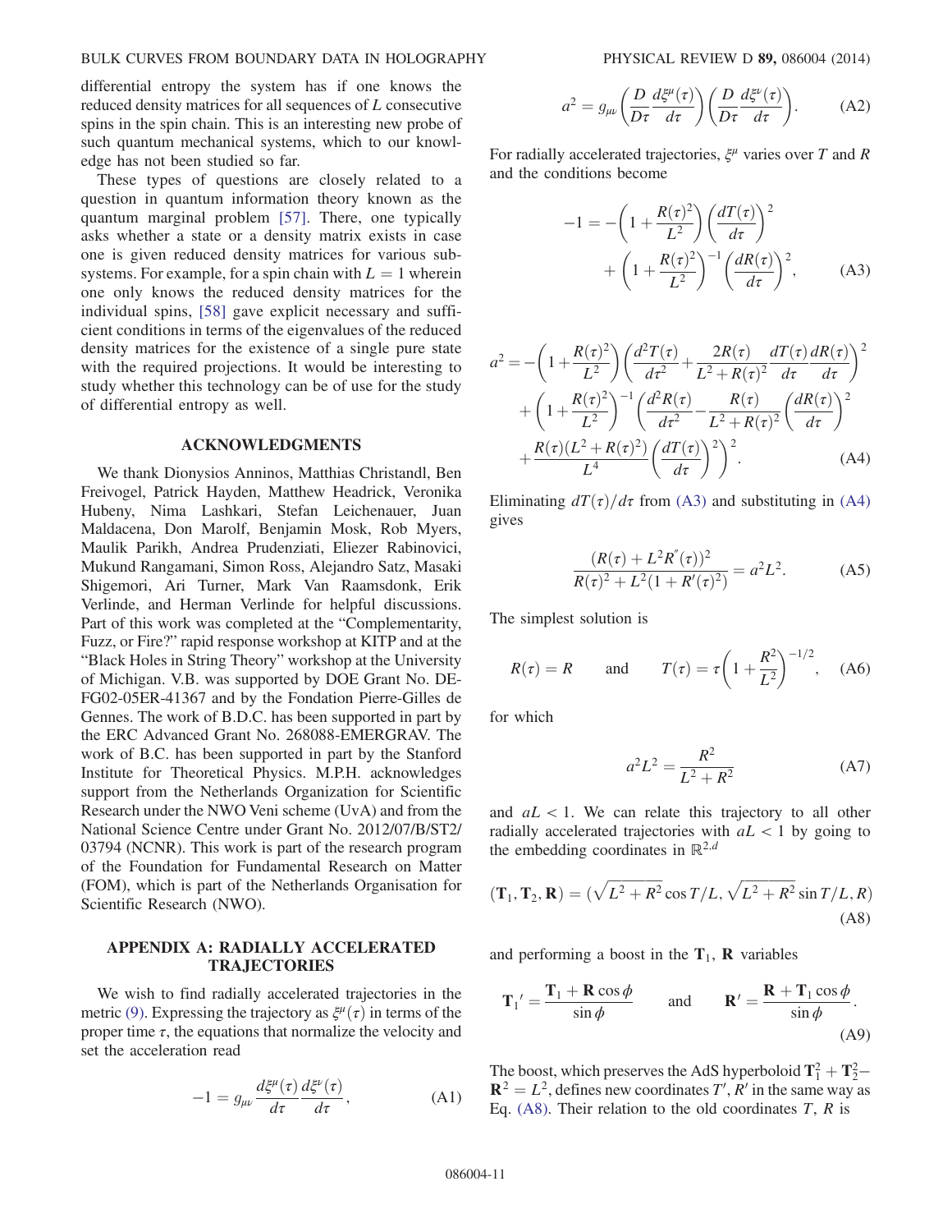differential entropy the system has if one knows the reduced density matrices for all sequences of $L$ consecutive spins in the spin chain. This is an interesting new probe of such quantum mechanical systems, which to our knowledge has not been studied so far.

These types of questions are closely related to a question in quantum information theory known as the quantum marginal problem [57]. There, one typically asks whether a state or a density matrix exists in case one is given reduced density matrices for various subsystems. For example, for a spin chain with $L = 1$ wherein one only knows the reduced density matrices for the individual spins, [58] gave explicit necessary and sufficient conditions in terms of the eigenvalues of the reduced density matrices for the existence of a single pure state with the required projections. It would be interesting to study whether this technology can be of use for the study of differential entropy as well.

## ACKNOWLEDGMENTS

We thank Dionysios Anninos, Matthias Christandl, Ben Freivogel, Patrick Hayden, Matthew Headrick, Veronika Hubeny, Nima Lashkari, Stefan Leichenauer, Juan Maldacena, Don Marolf, Benjamin Mosk, Rob Myers, Maulik Parikh, Andrea Prudenziati, Eliezer Rabinovici, Mukund Rangamani, Simon Ross, Alejandro Satz, Masaki Shigemori, Ari Turner, Mark Van Raamsdonk, Erik Verlinde, and Herman Verlinde for helpful discussions. Part of this work was completed at the "Complementarity, Fuzz, or Fire?" rapid response workshop at KITP and at the "Black Holes in String Theory" workshop at the University of Michigan. V.B. was supported by DOE Grant No. DE-FG02-05ER-41367 and by the Fondation Pierre-Gilles de Gennes. The work of B.D.C. has been supported in part by the ERC Advanced Grant No. 268088-EMERGRAV. The work of B.C. has been supported in part by the Stanford Institute for Theoretical Physics. M.P.H. acknowledges support from the Netherlands Organization for Scientific Research under the NWO Veni scheme (UvA) and from the National Science Centre under Grant No. 2012/07/B/ST2/03794 (NCNR). This work is part of the research program of the Foundation for Fundamental Research on Matter (FOM), which is part of the Netherlands Organisation for Scientific Research (NWO).

## APPENDIX A: RADIALLY ACCELERATED TRAJECTORIES

We wish to find radially accelerated trajectories in the metric (9). Expressing the trajectory as $\xi^\mu(\tau)$ in terms of the proper time $\tau$, the equations that normalize the velocity and set the acceleration read

$$-1 = g_{\mu\nu}\frac{d\xi^\mu(\tau)}{d\tau}\frac{d\xi^\nu(\tau)}{d\tau}, \tag{A1}$$

$$a^2 = g_{\mu\nu}\left(\frac{D}{D\tau}\frac{d\xi^\mu(\tau)}{d\tau}\right)\left(\frac{D}{D\tau}\frac{d\xi^\nu(\tau)}{d\tau}\right). \tag{A2}$$

For radially accelerated trajectories, $\xi^\mu$ varies over $T$ and $R$ and the conditions become

$$-1 = -\left(1+\frac{R(\tau)^2}{L^2}\right)\left(\frac{dT(\tau)}{d\tau}\right)^2 + \left(1+\frac{R(\tau)^2}{L^2}\right)^{-1}\left(\frac{dR(\tau)}{d\tau}\right)^2, \tag{A3}$$

$$\begin{aligned} a^2 = &-\left(1+\frac{R(\tau)^2}{L^2}\right)\left(\frac{d^2T(\tau)}{d\tau^2}+\frac{2R(\tau)}{L^2+R(\tau)^2}\frac{dT(\tau)}{d\tau}\frac{dR(\tau)}{d\tau}\right)^2 \\ &+\left(1+\frac{R(\tau)^2}{L^2}\right)^{-1}\left(\frac{d^2R(\tau)}{d\tau^2}-\frac{R(\tau)}{L^2+R(\tau)^2}\left(\frac{dR(\tau)}{d\tau}\right)^2 \right. \\ &\left. +\frac{R(\tau)(L^2+R(\tau)^2)}{L^4}\left(\frac{dT(\tau)}{d\tau}\right)^2\right)^2. \end{aligned} \tag{A4}$$

Eliminating $dT(\tau)/d\tau$ from (A3) and substituting in (A4) gives

$$\frac{(R(\tau)+L^2R''(\tau))^2}{R(\tau)^2+L^2(1+R'(\tau)^2)} = a^2L^2. \tag{A5}$$

The simplest solution is

$$R(\tau) = R \qquad \text{and} \qquad T(\tau) = \tau\left(1+\frac{R^2}{L^2}\right)^{-1/2}, \tag{A6}$$

for which

$$a^2L^2 = \frac{R^2}{L^2+R^2} \tag{A7}$$

and $aL < 1$. We can relate this trajectory to all other radially accelerated trajectories with $aL < 1$ by going to the embedding coordinates in $\mathbb{R}^{2,d}$

$$(\mathbf{T}_1, \mathbf{T}_2, \mathbf{R}) = (\sqrt{L^2+R^2}\cos T/L, \sqrt{L^2+R^2}\sin T/L, R) \tag{A8}$$

and performing a boost in the $\mathbf{T}_1$, $\mathbf{R}$ variables

$$\mathbf{T}_1{}' = \frac{\mathbf{T}_1 + \mathbf{R}\cos\phi}{\sin\phi} \qquad \text{and} \qquad \mathbf{R}' = \frac{\mathbf{R}+\mathbf{T}_1\cos\phi}{\sin\phi}. \tag{A9}$$

The boost, which preserves the AdS hyperboloid $\mathbf{T}_1^2+\mathbf{T}_2^2-\mathbf{R}^2 = L^2$, defines new coordinates $T'$, $R'$ in the same way as Eq. (A8). Their relation to the old coordinates $T$, $R$ is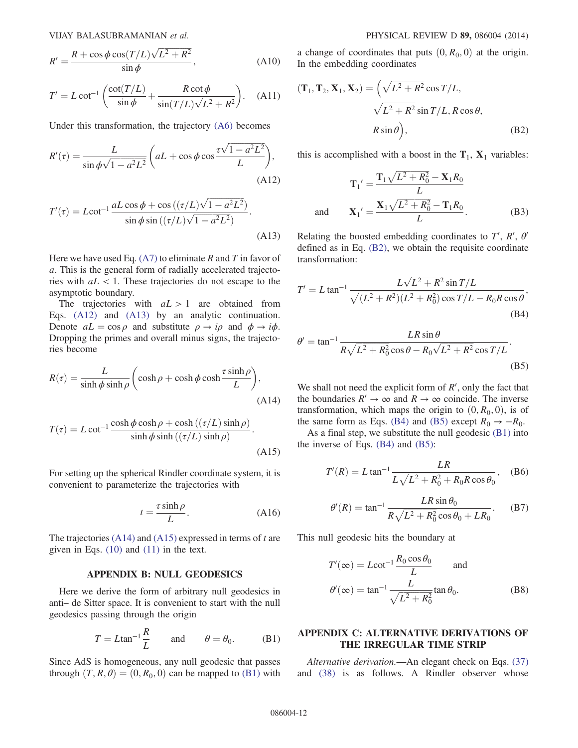$$R' = \frac{R + \cos\phi \cos(T/L)\sqrt{L^2 + R^2}}{\sin\phi}, \tag{A10}$$

$$T' = L \cot^{-1}\left(\frac{\cot(T/L)}{\sin\phi} + \frac{R \cot\phi}{\sin(T/L)\sqrt{L^2 + R^2}}\right). \tag{A11}$$

Under this transformation, the trajectory (A6) becomes

$$R'(\tau) = \frac{L}{\sin\phi\sqrt{1 - a^2L^2}}\left(aL + \cos\phi \cos\frac{\tau\sqrt{1 - a^2L^2}}{L}\right), \tag{A12}$$

$$T'(\tau) = L\cot^{-1}\frac{aL\cos\phi + \cos\left((\tau/L)\sqrt{1 - a^2L^2}\right)}{\sin\phi \sin\left((\tau/L)\sqrt{1 - a^2L^2}\right)}. \tag{A13}$$

Here we have used Eq. (A7) to eliminate $R$ and $T$ in favor of $a$. This is the general form of radially accelerated trajectories with $aL < 1$. These trajectories do not escape to the asymptotic boundary.

The trajectories with $aL > 1$ are obtained from Eqs. (A12) and (A13) by an analytic continuation. Denote $aL = \cos\rho$ and substitute $\rho \to i\rho$ and $\phi \to i\phi$. Dropping the primes and overall minus signs, the trajectories become

$$R(\tau) = \frac{L}{\sinh\phi \sinh\rho}\left(\cosh\rho + \cosh\phi \cosh\frac{\tau \sinh\rho}{L}\right), \tag{A14}$$

$$T(\tau) = L\cot^{-1}\frac{\cosh\phi\cosh\rho + \cosh\left((\tau/L)\sinh\rho\right)}{\sinh\phi\sinh\left((\tau/L)\sinh\rho\right)}. \tag{A15}$$

For setting up the spherical Rindler coordinate system, it is convenient to parameterize the trajectories with

$$t = \frac{\tau \sinh\rho}{L}. \tag{A16}$$

The trajectories (A14) and (A15) expressed in terms of $t$ are given in Eqs. (10) and (11) in the text.

## APPENDIX B: NULL GEODESICS

Here we derive the form of arbitrary null geodesics in anti– de Sitter space. It is convenient to start with the null geodesics passing through the origin

$$T = L\tan^{-1}\frac{R}{L} \qquad \text{and} \qquad \theta = \theta_0. \tag{B1}$$

Since AdS is homogeneous, any null geodesic that passes through $(T, R, \theta) = (0, R_0, 0)$ can be mapped to (B1) with a change of coordinates that puts $(0, R_0, 0)$ at the origin. In the embedding coordinates

$$(\mathbf{T}_1, \mathbf{T}_2, \mathbf{X}_1, \mathbf{X}_2) = \Big(\sqrt{L^2 + R^2}\cos T/L, \sqrt{L^2 + R^2}\sin T/L, R\cos\theta, R\sin\theta\Big), \tag{B2}$$

this is accomplished with a boost in the $\mathbf{T}_1$, $\mathbf{X}_1$ variables:

$$\mathbf{T}_1{}' = \frac{\mathbf{T}_1\sqrt{L^2 + R_0^2} - \mathbf{X}_1 R_0}{L} \quad \text{and} \quad \mathbf{X}_1{}' = \frac{\mathbf{X}_1\sqrt{L^2 + R_0^2} - \mathbf{T}_1 R_0}{L}. \tag{B3}$$

Relating the boosted embedding coordinates to $T'$, $R'$, $\theta'$ defined as in Eq. (B2), we obtain the requisite coordinate transformation:

$$T' = L\tan^{-1}\frac{L\sqrt{L^2 + R^2}\sin T/L}{\sqrt{(L^2 + R^2)(L^2 + R_0^2)}\cos T/L - R_0 R\cos\theta}, \tag{B4}$$

$$\theta' = \tan^{-1}\frac{LR\sin\theta}{R\sqrt{L^2 + R_0^2}\cos\theta - R_0\sqrt{L^2 + R^2}\cos T/L}. \tag{B5}$$

We shall not need the explicit form of $R'$, only the fact that the boundaries $R' \to \infty$ and $R \to \infty$ coincide. The inverse transformation, which maps the origin to $(0, R_0, 0)$, is of the same form as Eqs. (B4) and (B5) except $R_0 \to -R_0$.

As a final step, we substitute the null geodesic (B1) into the inverse of Eqs. (B4) and (B5):

$$T'(R) = L\tan^{-1}\frac{LR}{L\sqrt{L^2 + R_0^2} + R_0 R\cos\theta_0}, \tag{B6}$$

$$\theta'(R) = \tan^{-1}\frac{LR\sin\theta_0}{R\sqrt{L^2 + R_0^2}\cos\theta_0 + LR_0}. \tag{B7}$$

This null geodesic hits the boundary at

$$T'(\infty) = L\cot^{-1}\frac{R_0\cos\theta_0}{L} \qquad \text{and} \qquad \theta'(\infty) = \tan^{-1}\frac{L}{\sqrt{L^2 + R_0^2}}\tan\theta_0. \tag{B8}$$

## APPENDIX C: ALTERNATIVE DERIVATIONS OF THE IRREGULAR TIME STRIP

*Alternative derivation.*—An elegant check on Eqs. (37) and (38) is as follows. A Rindler observer whose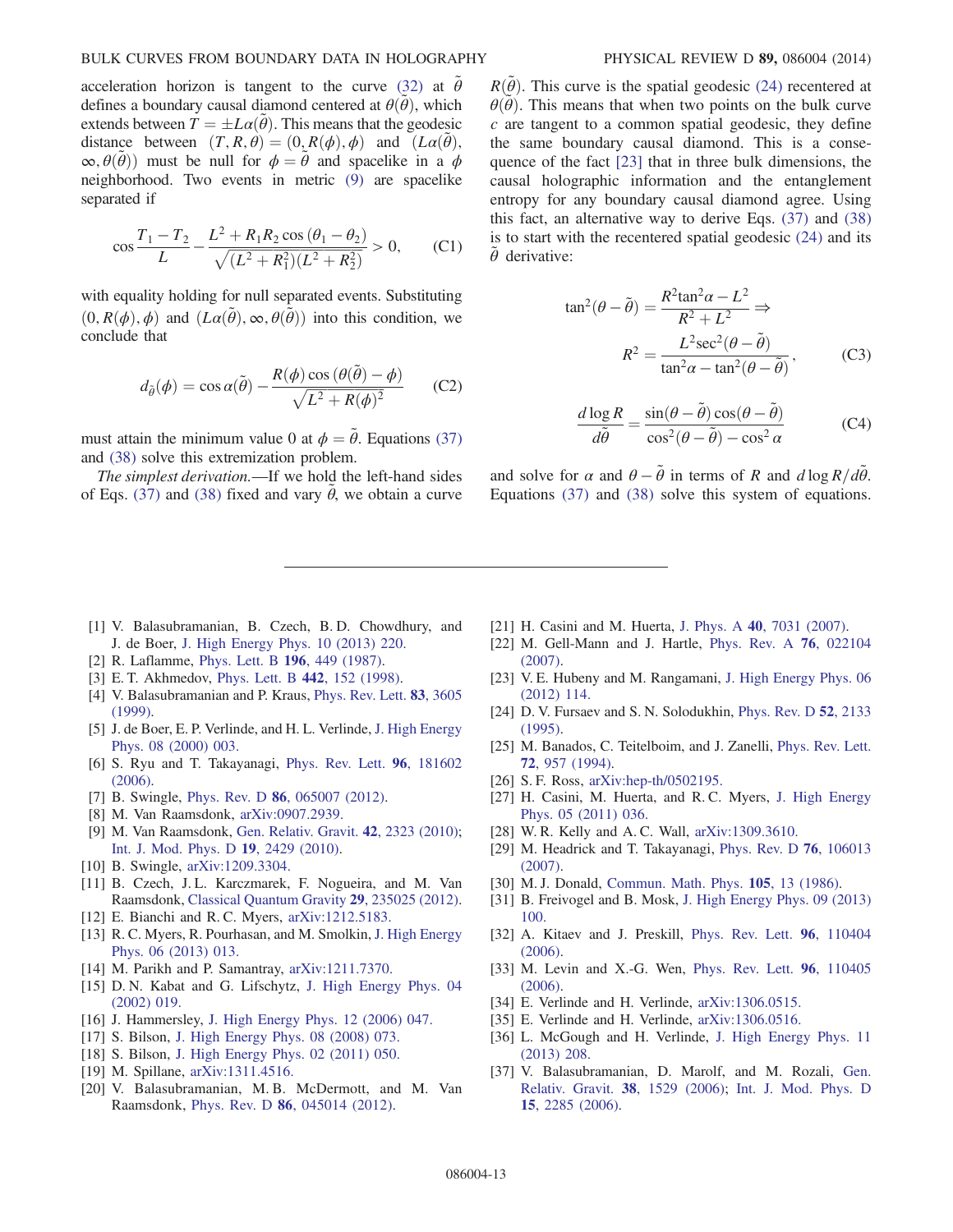acceleration horizon is tangent to the curve (32) at $\tilde{\theta}$ defines a boundary causal diamond centered at $\theta(\tilde{\theta})$, which extends between $T = \pm L\alpha(\tilde{\theta})$. This means that the geodesic distance between $(T, R, \theta) = (0, R(\phi), \phi)$ and $(L\alpha(\tilde{\theta}), \infty, \theta(\tilde{\theta}))$ must be null for $\phi = \tilde{\theta}$ and spacelike in a $\phi$ neighborhood. Two events in metric (9) are spacelike separated if

$$\cos\frac{T_1 - T_2}{L} - \frac{L^2 + R_1 R_2 \cos(\theta_1 - \theta_2)}{\sqrt{(L^2 + R_1^2)(L^2 + R_2^2)}} > 0, \qquad \text{(C1)}$$

with equality holding for null separated events. Substituting $(0, R(\phi), \phi)$ and $(L\alpha(\tilde{\theta}), \infty, \theta(\tilde{\theta}))$ into this condition, we conclude that

$$d_{\tilde{\theta}}(\phi) = \cos\alpha(\tilde{\theta}) - \frac{R(\phi)\cos(\theta(\tilde{\theta}) - \phi)}{\sqrt{L^2 + R(\phi)^2}} \qquad \text{(C2)}$$

must attain the minimum value 0 at $\phi = \tilde{\theta}$. Equations (37) and (38) solve this extremization problem.

*The simplest derivation.*—If we hold the left-hand sides of Eqs. (37) and (38) fixed and vary $\tilde{\theta}$, we obtain a curve $R(\tilde{\theta})$. This curve is the spatial geodesic (24) recentered at $\theta(\tilde{\theta})$. This means that when two points on the bulk curve $c$ are tangent to a common spatial geodesic, they define the same boundary causal diamond. This is a consequence of the fact [23] that in three bulk dimensions, the causal holographic information and the entanglement entropy for any boundary causal diamond agree. Using this fact, an alternative way to derive Eqs. (37) and (38) is to start with the recentered spatial geodesic (24) and its $\tilde{\theta}$ derivative:

$$\tan^2(\theta - \tilde{\theta}) = \frac{R^2\tan^2\alpha - L^2}{R^2 + L^2} \Rightarrow$$
$$R^2 = \frac{L^2\sec^2(\theta - \tilde{\theta})}{\tan^2\alpha - \tan^2(\theta - \tilde{\theta})}, \qquad \text{(C3)}$$

$$\frac{d\log R}{d\tilde{\theta}} = \frac{\sin(\theta - \tilde{\theta})\cos(\theta - \tilde{\theta})}{\cos^2(\theta - \tilde{\theta}) - \cos^2\alpha} \qquad \text{(C4)}$$

and solve for $\alpha$ and $\theta - \tilde{\theta}$ in terms of $R$ and $d\log R/d\tilde{\theta}$. Equations (37) and (38) solve this system of equations.

---

[1] V. Balasubramanian, B. Czech, B. D. Chowdhury, and J. de Boer, J. High Energy Phys. 10 (2013) 220.
[2] R. Laflamme, Phys. Lett. B **196**, 449 (1987).
[3] E. T. Akhmedov, Phys. Lett. B **442**, 152 (1998).
[4] V. Balasubramanian and P. Kraus, Phys. Rev. Lett. **83**, 3605 (1999).
[5] J. de Boer, E. P. Verlinde, and H. L. Verlinde, J. High Energy Phys. 08 (2000) 003.
[6] S. Ryu and T. Takayanagi, Phys. Rev. Lett. **96**, 181602 (2006).
[7] B. Swingle, Phys. Rev. D **86**, 065007 (2012).
[8] M. Van Raamsdonk, arXiv:0907.2939.
[9] M. Van Raamsdonk, Gen. Relativ. Gravit. **42**, 2323 (2010); Int. J. Mod. Phys. D **19**, 2429 (2010).
[10] B. Swingle, arXiv:1209.3304.
[11] B. Czech, J. L. Karczmarek, F. Nogueira, and M. Van Raamsdonk, Classical Quantum Gravity **29**, 235025 (2012).
[12] E. Bianchi and R. C. Myers, arXiv:1212.5183.
[13] R. C. Myers, R. Pourhasan, and M. Smolkin, J. High Energy Phys. 06 (2013) 013.
[14] M. Parikh and P. Samantray, arXiv:1211.7370.
[15] D. N. Kabat and G. Lifschytz, J. High Energy Phys. 04 (2002) 019.
[16] J. Hammersley, J. High Energy Phys. 12 (2006) 047.
[17] S. Bilson, J. High Energy Phys. 08 (2008) 073.
[18] S. Bilson, J. High Energy Phys. 02 (2011) 050.
[19] M. Spillane, arXiv:1311.4516.
[20] V. Balasubramanian, M. B. McDermott, and M. Van Raamsdonk, Phys. Rev. D **86**, 045014 (2012).
[21] H. Casini and M. Huerta, J. Phys. A **40**, 7031 (2007).
[22] M. Gell-Mann and J. Hartle, Phys. Rev. A **76**, 022104 (2007).
[23] V. E. Hubeny and M. Rangamani, J. High Energy Phys. 06 (2012) 114.
[24] D. V. Fursaev and S. N. Solodukhin, Phys. Rev. D **52**, 2133 (1995).
[25] M. Banados, C. Teitelboim, and J. Zanelli, Phys. Rev. Lett. **72**, 957 (1994).
[26] S. F. Ross, arXiv:hep-th/0502195.
[27] H. Casini, M. Huerta, and R. C. Myers, J. High Energy Phys. 05 (2011) 036.
[28] W. R. Kelly and A. C. Wall, arXiv:1309.3610.
[29] M. Headrick and T. Takayanagi, Phys. Rev. D **76**, 106013 (2007).
[30] M. J. Donald, Commun. Math. Phys. **105**, 13 (1986).
[31] B. Freivogel and B. Mosk, J. High Energy Phys. 09 (2013) 100.
[32] A. Kitaev and J. Preskill, Phys. Rev. Lett. **96**, 110404 (2006).
[33] M. Levin and X.-G. Wen, Phys. Rev. Lett. **96**, 110405 (2006).
[34] E. Verlinde and H. Verlinde, arXiv:1306.0515.
[35] E. Verlinde and H. Verlinde, arXiv:1306.0516.
[36] L. McGough and H. Verlinde, J. High Energy Phys. 11 (2013) 208.
[37] V. Balasubramanian, D. Marolf, and M. Rozali, Gen. Relativ. Gravit. **38**, 1529 (2006); Int. J. Mod. Phys. D **15**, 2285 (2006).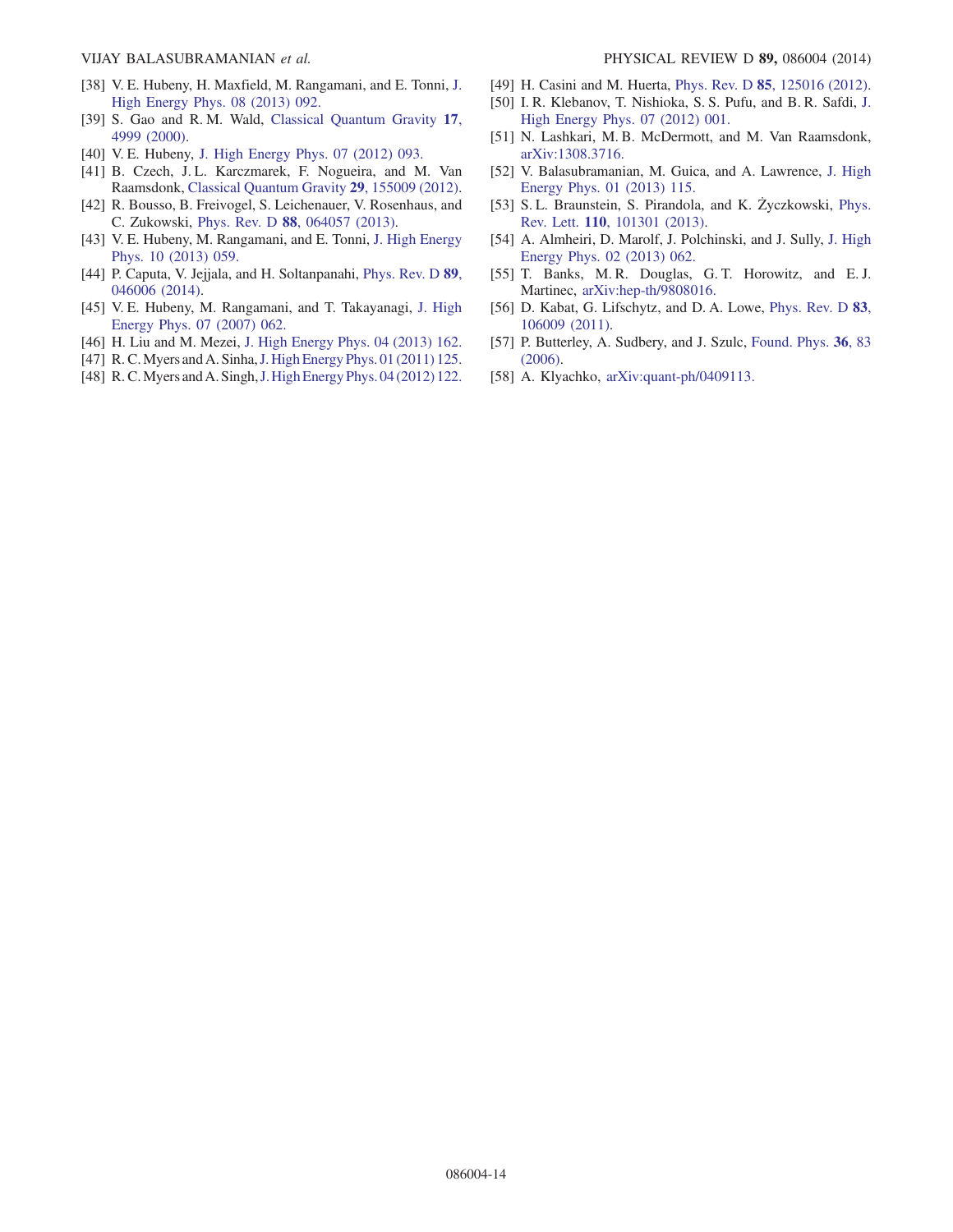[38] V. E. Hubeny, H. Maxfield, M. Rangamani, and E. Tonni, J. High Energy Phys. 08 (2013) 092.

[39] S. Gao and R. M. Wald, Classical Quantum Gravity **17**, 4999 (2000).

[40] V. E. Hubeny, J. High Energy Phys. 07 (2012) 093.

[41] B. Czech, J. L. Karczmarek, F. Nogueira, and M. Van Raamsdonk, Classical Quantum Gravity **29**, 155009 (2012).

[42] R. Bousso, B. Freivogel, S. Leichenauer, V. Rosenhaus, and C. Zukowski, Phys. Rev. D **88**, 064057 (2013).

[43] V. E. Hubeny, M. Rangamani, and E. Tonni, J. High Energy Phys. 10 (2013) 059.

[44] P. Caputa, V. Jejjala, and H. Soltanpanahi, Phys. Rev. D **89**, 046006 (2014).

[45] V. E. Hubeny, M. Rangamani, and T. Takayanagi, J. High Energy Phys. 07 (2007) 062.

[46] H. Liu and M. Mezei, J. High Energy Phys. 04 (2013) 162.

[47] R. C. Myers and A. Sinha, J. High Energy Phys. 01 (2011) 125.

[48] R. C. Myers and A. Singh, J. High Energy Phys. 04 (2012) 122.

[49] H. Casini and M. Huerta, Phys. Rev. D **85**, 125016 (2012).

[50] I. R. Klebanov, T. Nishioka, S. S. Pufu, and B. R. Safdi, J. High Energy Phys. 07 (2012) 001.

[51] N. Lashkari, M. B. McDermott, and M. Van Raamsdonk, arXiv:1308.3716.

[52] V. Balasubramanian, M. Guica, and A. Lawrence, J. High Energy Phys. 01 (2013) 115.

[53] S. L. Braunstein, S. Pirandola, and K. Życzkowski, Phys. Rev. Lett. **110**, 101301 (2013).

[54] A. Almheiri, D. Marolf, J. Polchinski, and J. Sully, J. High Energy Phys. 02 (2013) 062.

[55] T. Banks, M. R. Douglas, G. T. Horowitz, and E. J. Martinec, arXiv:hep-th/9808016.

[56] D. Kabat, G. Lifschytz, and D. A. Lowe, Phys. Rev. D **83**, 106009 (2011).

[57] P. Butterley, A. Sudbery, and J. Szulc, Found. Phys. **36**, 83 (2006).

[58] A. Klyachko, arXiv:quant-ph/0409113.